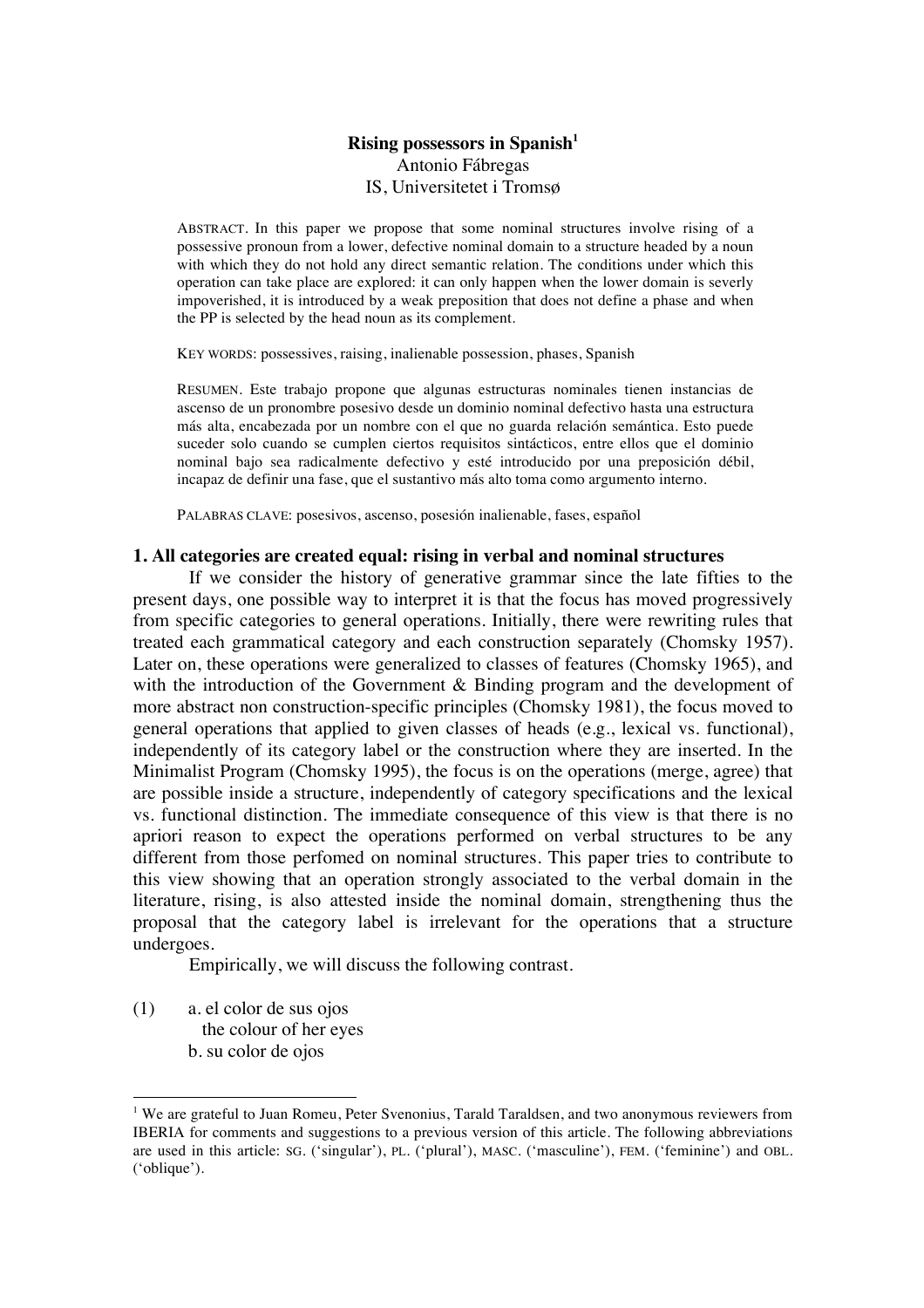**Rising possessors in Spanish[1]**

Antonio Fábregas

IS, Universitetet i Tromsø

ABSTRACT. In this paper we propose that some nominal structures involve rising of a possessive pronoun from a lower, defective nominal domain to a structure headed by a noun with which they do not hold any direct semantic relation. The conditions under which this operation can take place are explored: it can only happen when the lower domain is severly impoverished, it is introduced by a weak preposition that does not define a phase and when the PP is selected by the head noun as its complement.

KEY WORDS: possessives, raising, inalienable possession, phases, Spanish

RESUMEN. Este trabajo propone que algunas estructuras nominales tienen instancias de ascenso de un pronombre posesivo desde un dominio nominal defectivo hasta una estructura más alta, encabezada por un nombre con el que no guarda relación semántica. Esto puede suceder solo cuando se cumplen ciertos requisitos sintácticos, entre ellos que el dominio nominal bajo sea radicalmente defectivo y esté introducido por una preposición débil, incapaz de definir una fase, que el sustantivo más alto toma como argumento interno.

PALABRAS CLAVE: posesivos, ascenso, posesión inalienable, fases, español

## 1. All categories are created equal: rising in verbal and nominal structures

If we consider the history of generative grammar since the late fifties to the present days, one possible way to interpret it is that the focus has moved progressively from specific categories to general operations. Initially, there were rewriting rules that treated each grammatical category and each construction separately (Chomsky 1957). Later on, these operations were generalized to classes of features (Chomsky 1965), and with the introduction of the Government & Binding program and the development of more abstract non construction-specific principles (Chomsky 1981), the focus moved to general operations that applied to given classes of heads (e.g., lexical vs. functional), independently of its category label or the construction where they are inserted. In the Minimalist Program (Chomsky 1995), the focus is on the operations (merge, agree) that are possible inside a structure, independently of category specifications and the lexical vs. functional distinction. The immediate consequence of this view is that there is no apriori reason to expect the operations performed on verbal structures to be any different from those perfomed on nominal structures. This paper tries to contribute to this view showing that an operation strongly associated to the verbal domain in the literature, rising, is also attested inside the nominal domain, strengthening thus the proposal that the category label is irrelevant for the operations that a structure undergoes.

Empirically, we will discuss the following contrast.

(1) a. el color de sus ojos
   the colour of her eyes
   b. su color de ojos

[1] We are grateful to Juan Romeu, Peter Svenonius, Tarald Taraldsen, and two anonymous reviewers from IBERIA for comments and suggestions to a previous version of this article. The following abbreviations are used in this article: SG. ('singular'), PL. ('plural'), MASC. ('masculine'), FEM. ('feminine') and OBL. ('oblique').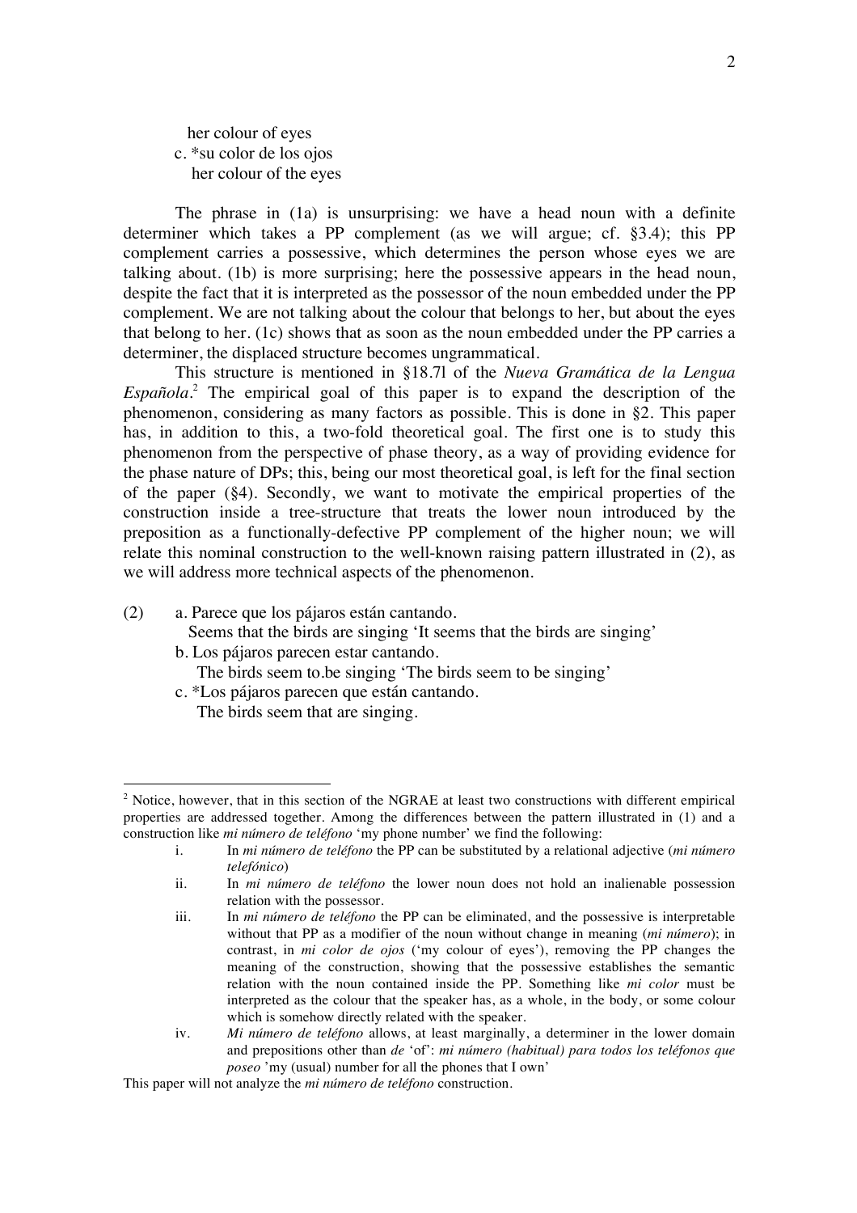her colour of eyes

c. *su color de los ojos
   her colour of the eyes

The phrase in (1a) is unsurprising: we have a head noun with a definite determiner which takes a PP complement (as we will argue; cf. §3.4); this PP complement carries a possessive, which determines the person whose eyes we are talking about. (1b) is more surprising; here the possessive appears in the head noun, despite the fact that it is interpreted as the possessor of the noun embedded under the PP complement. We are not talking about the colour that belongs to her, but about the eyes that belong to her. (1c) shows that as soon as the noun embedded under the PP carries a determiner, the displaced structure becomes ungrammatical.

This structure is mentioned in §18.7l of the *Nueva Gramática de la Lengua Española*.[2] The empirical goal of this paper is to expand the description of the phenomenon, considering as many factors as possible. This is done in §2. This paper has, in addition to this, a two-fold theoretical goal. The first one is to study this phenomenon from the perspective of phase theory, as a way of providing evidence for the phase nature of DPs; this, being our most theoretical goal, is left for the final section of the paper (§4). Secondly, we want to motivate the empirical properties of the construction inside a tree-structure that treats the lower noun introduced by the preposition as a functionally-defective PP complement of the higher noun; we will relate this nominal construction to the well-known raising pattern illustrated in (2), as we will address more technical aspects of the phenomenon.

(2) a. Parece que los pájaros están cantando.
   Seems that the birds are singing 'It seems that the birds are singing'

b. Los pájaros parecen estar cantando.
   The birds seem to.be singing 'The birds seem to be singing'

c. *Los pájaros parecen que están cantando.
   The birds seem that are singing.

---

[2] Notice, however, that in this section of the NGRAE at least two constructions with different empirical properties are addressed together. Among the differences between the pattern illustrated in (1) and a construction like *mi número de teléfono* 'my phone number' we find the following:

i. In *mi número de teléfono* the PP can be substituted by a relational adjective (*mi número telefónico*)

ii. In *mi número de teléfono* the lower noun does not hold an inalienable possession relation with the possessor.

iii. In *mi número de teléfono* the PP can be eliminated, and the possessive is interpretable without that PP as a modifier of the noun without change in meaning (*mi número*); in contrast, in *mi color de ojos* ('my colour of eyes'), removing the PP changes the meaning of the construction, showing that the possessive establishes the semantic relation with the noun contained inside the PP. Something like *mi color* must be interpreted as the colour that the speaker has, as a whole, in the body, or some colour which is somehow directly related with the speaker.

iv. *Mi número de teléfono* allows, at least marginally, a determiner in the lower domain and prepositions other than *de* 'of': *mi número (habitual) para todos los teléfonos que poseo* 'my (usual) number for all the phones that I own'

This paper will not analyze the *mi número de teléfono* construction.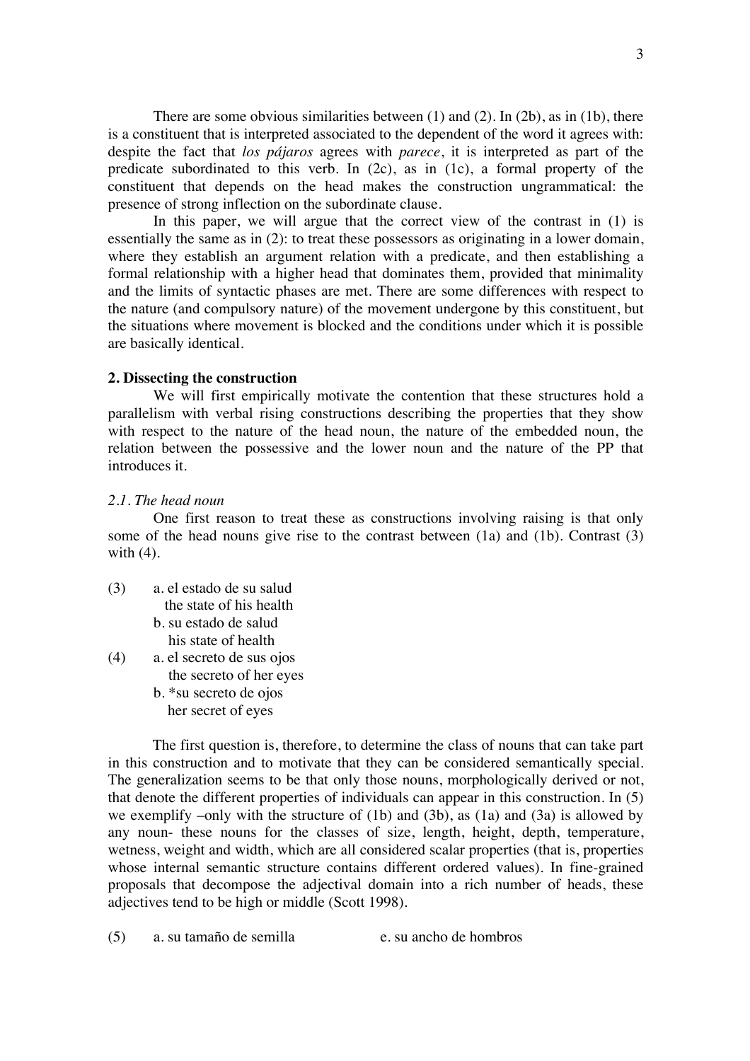There are some obvious similarities between (1) and (2). In (2b), as in (1b), there is a constituent that is interpreted associated to the dependent of the word it agrees with: despite the fact that *los pájaros* agrees with *parece*, it is interpreted as part of the predicate subordinated to this verb. In (2c), as in (1c), a formal property of the constituent that depends on the head makes the construction ungrammatical: the presence of strong inflection on the subordinate clause.

In this paper, we will argue that the correct view of the contrast in (1) is essentially the same as in (2): to treat these possessors as originating in a lower domain, where they establish an argument relation with a predicate, and then establishing a formal relationship with a higher head that dominates them, provided that minimality and the limits of syntactic phases are met. There are some differences with respect to the nature (and compulsory nature) of the movement undergone by this constituent, but the situations where movement is blocked and the conditions under which it is possible are basically identical.

## 2. Dissecting the construction

We will first empirically motivate the contention that these structures hold a parallelism with verbal rising constructions describing the properties that they show with respect to the nature of the head noun, the nature of the embedded noun, the relation between the possessive and the lower noun and the nature of the PP that introduces it.

### *2.1. The head noun*

One first reason to treat these as constructions involving raising is that only some of the head nouns give rise to the contrast between (1a) and (1b). Contrast (3) with (4).

(3) a. el estado de su salud
  the state of his health
 b. su estado de salud
  his state of health

(4) a. el secreto de sus ojos
  the secreto of her eyes
 b. *su secreto de ojos
  her secret of eyes

The first question is, therefore, to determine the class of nouns that can take part in this construction and to motivate that they can be considered semantically special. The generalization seems to be that only those nouns, morphologically derived or not, that denote the different properties of individuals can appear in this construction. In (5) we exemplify –only with the structure of (1b) and (3b), as (1a) and (3a) is allowed by any noun- these nouns for the classes of size, length, height, depth, temperature, wetness, weight and width, which are all considered scalar properties (that is, properties whose internal semantic structure contains different ordered values). In fine-grained proposals that decompose the adjectival domain into a rich number of heads, these adjectives tend to be high or middle (Scott 1998).

(5) a. su tamaño de semilla     e. su ancho de hombros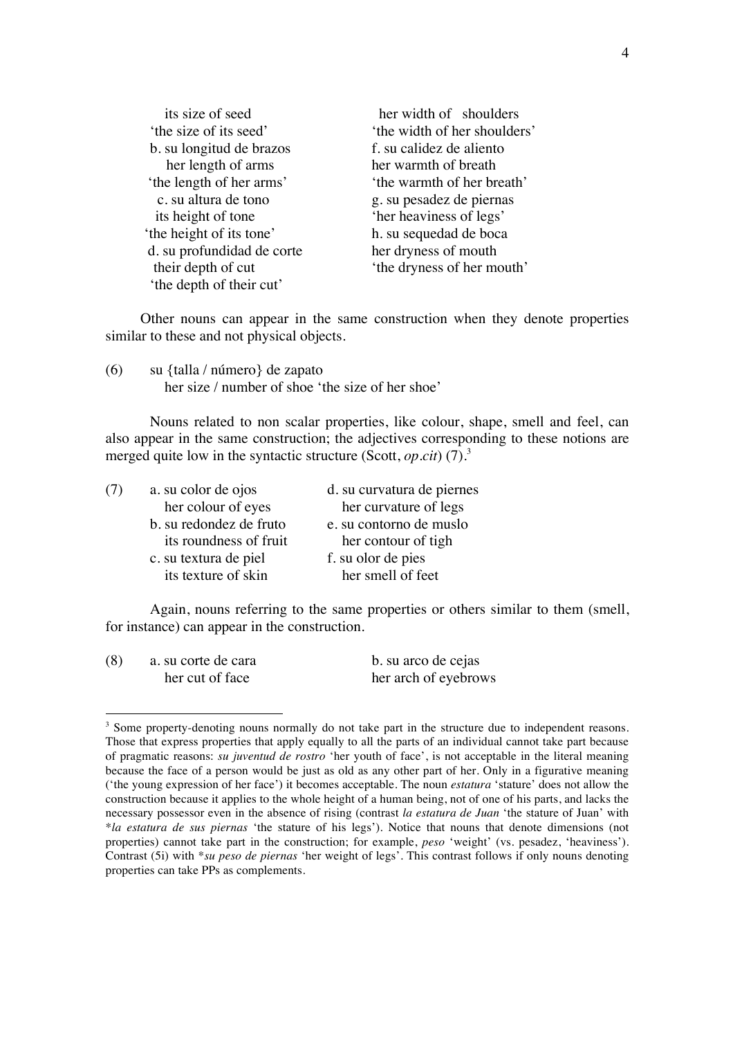its size of seed
'the size of its seed'

b. su longitud de brazos
her length of arms
'the length of her arms'

c. su altura de tono
its height of tone
'the height of its tone'

d. su profundidad de corte
their depth of cut
'the depth of their cut'

her width of shoulders
'the width of her shoulders'

f. su calidez de aliento
her warmth of breath
'the warmth of her breath'

g. su pesadez de piernas
'her heaviness of legs'

h. su sequedad de boca
her dryness of mouth
'the dryness of her mouth'

Other nouns can appear in the same construction when they denote properties similar to these and not physical objects.

(6) su {talla / número} de zapato
her size / number of shoe 'the size of her shoe'

Nouns related to non scalar properties, like colour, shape, smell and feel, can also appear in the same construction; the adjectives corresponding to these notions are merged quite low in the syntactic structure (Scott, *op.cit*) (7).[3]

(7) a. su color de ojos
her colour of eyes

b. su redondez de fruto
its roundness of fruit

c. su textura de piel
its texture of skin

d. su curvatura de piernes
her curvature of legs

e. su contorno de muslo
her contour of tigh

f. su olor de pies
her smell of feet

Again, nouns referring to the same properties or others similar to them (smell, for instance) can appear in the construction.

(8) a. su corte de cara
her cut of face

b. su arco de cejas
her arch of eyebrows

---

[3] Some property-denoting nouns normally do not take part in the structure due to independent reasons. Those that express properties that apply equally to all the parts of an individual cannot take part because of pragmatic reasons: *su juventud de rostro* 'her youth of face', is not acceptable in the literal meaning because the face of a person would be just as old as any other part of her. Only in a figurative meaning ('the young expression of her face') it becomes acceptable. The noun *estatura* 'stature' does not allow the construction because it applies to the whole height of a human being, not of one of his parts, and lacks the necessary possessor even in the absence of rising (contrast *la estatura de Juan* 'the stature of Juan' with \**la estatura de sus piernas* 'the stature of his legs'). Notice that nouns that denote dimensions (not properties) cannot take part in the construction; for example, *peso* 'weight' (vs. pesadez, 'heaviness'). Contrast (5i) with \**su peso de piernas* 'her weight of legs'. This contrast follows if only nouns denoting properties can take PPs as complements.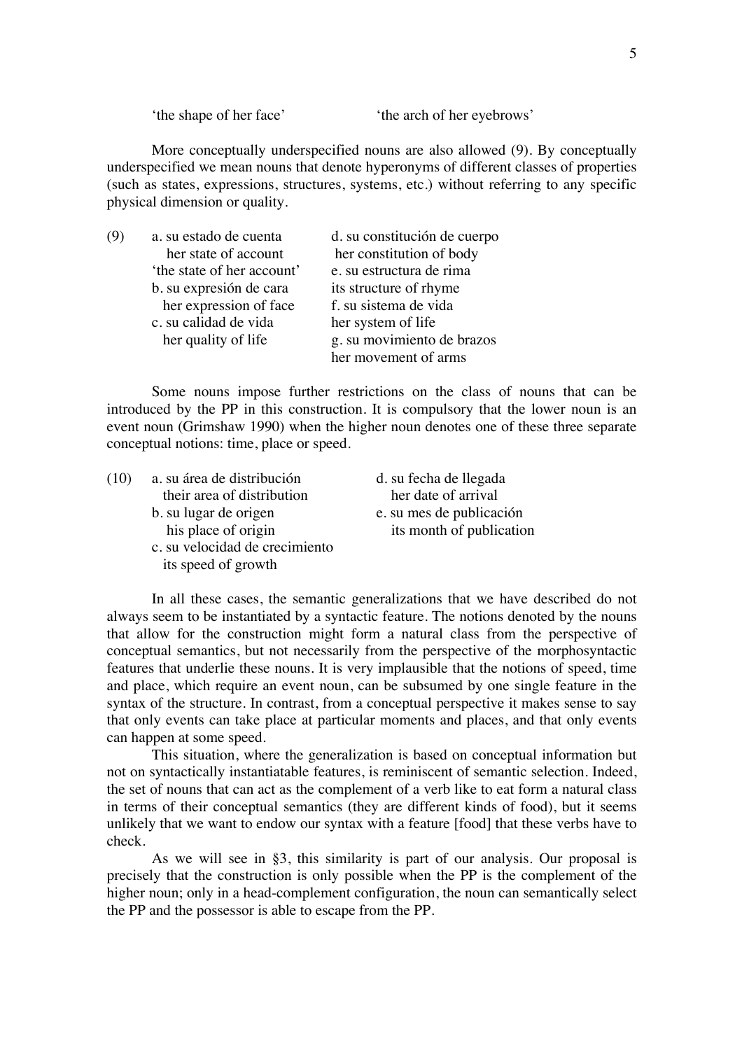'the shape of her face' 'the arch of her eyebrows'

More conceptually underspecified nouns are also allowed (9). By conceptually underspecified we mean nouns that denote hyperonyms of different classes of properties (such as states, expressions, structures, systems, etc.) without referring to any specific physical dimension or quality.

(9) a. su estado de cuenta
her state of account
'the state of her account'
b. su expresión de cara
her expression of face
c. su calidad de vida
her quality of life
d. su constitución de cuerpo
her constitution of body
e. su estructura de rima
its structure of rhyme
f. su sistema de vida
her system of life
g. su movimiento de brazos
her movement of arms

Some nouns impose further restrictions on the class of nouns that can be introduced by the PP in this construction. It is compulsory that the lower noun is an event noun (Grimshaw 1990) when the higher noun denotes one of these three separate conceptual notions: time, place or speed.

(10) a. su área de distribución
their area of distribution
b. su lugar de origen
his place of origin
c. su velocidad de crecimiento
its speed of growth
d. su fecha de llegada
her date of arrival
e. su mes de publicación
its month of publication

In all these cases, the semantic generalizations that we have described do not always seem to be instantiated by a syntactic feature. The notions denoted by the nouns that allow for the construction might form a natural class from the perspective of conceptual semantics, but not necessarily from the perspective of the morphosyntactic features that underlie these nouns. It is very implausible that the notions of speed, time and place, which require an event noun, can be subsumed by one single feature in the syntax of the structure. In contrast, from a conceptual perspective it makes sense to say that only events can take place at particular moments and places, and that only events can happen at some speed.

This situation, where the generalization is based on conceptual information but not on syntactically instantiatable features, is reminiscent of semantic selection. Indeed, the set of nouns that can act as the complement of a verb like to eat form a natural class in terms of their conceptual semantics (they are different kinds of food), but it seems unlikely that we want to endow our syntax with a feature [food] that these verbs have to check.

As we will see in §3, this similarity is part of our analysis. Our proposal is precisely that the construction is only possible when the PP is the complement of the higher noun; only in a head-complement configuration, the noun can semantically select the PP and the possessor is able to escape from the PP.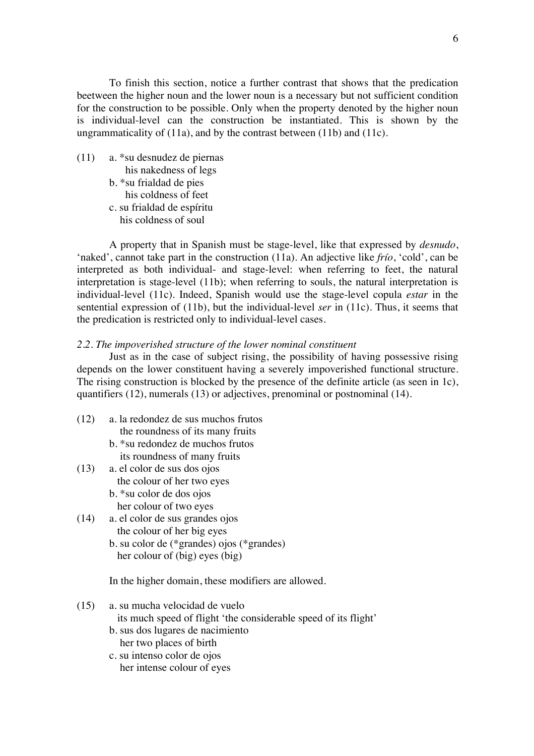To finish this section, notice a further contrast that shows that the predication beetween the higher noun and the lower noun is a necessary but not sufficient condition for the construction to be possible. Only when the property denoted by the higher noun is individual-level can the construction be instantiated. This is shown by the ungrammaticality of (11a), and by the contrast between (11b) and (11c).

(11) a. *su desnudez de piernas
 his nakedness of legs
 b. *su frialdad de pies
 his coldness of feet
 c. su frialdad de espíritu
 his coldness of soul

A property that in Spanish must be stage-level, like that expressed by *desnudo*, 'naked', cannot take part in the construction (11a). An adjective like *frío*, 'cold', can be interpreted as both individual- and stage-level: when referring to feet, the natural interpretation is stage-level (11b); when referring to souls, the natural interpretation is individual-level (11c). Indeed, Spanish would use the stage-level copula *estar* in the sentential expression of (11b), but the individual-level *ser* in (11c). Thus, it seems that the predication is restricted only to individual-level cases.

### *2.2. The impoverished structure of the lower nominal constituent*

Just as in the case of subject rising, the possibility of having possessive rising depends on the lower constituent having a severely impoverished functional structure. The rising construction is blocked by the presence of the definite article (as seen in 1c), quantifiers (12), numerals (13) or adjectives, prenominal or postnominal (14).

(12) a. la redondez de sus muchos frutos
 the roundness of its many fruits
 b. *su redondez de muchos frutos
 its roundness of many fruits

(13) a. el color de sus dos ojos
 the colour of her two eyes
 b. *su color de dos ojos
 her colour of two eyes

(14) a. el color de sus grandes ojos
 the colour of her big eyes
 b. su color de (*grandes) ojos (*grandes)
 her colour of (big) eyes (big)

In the higher domain, these modifiers are allowed.

(15) a. su mucha velocidad de vuelo
 its much speed of flight 'the considerable speed of its flight'
 b. sus dos lugares de nacimiento
 her two places of birth
 c. su intenso color de ojos
 her intense colour of eyes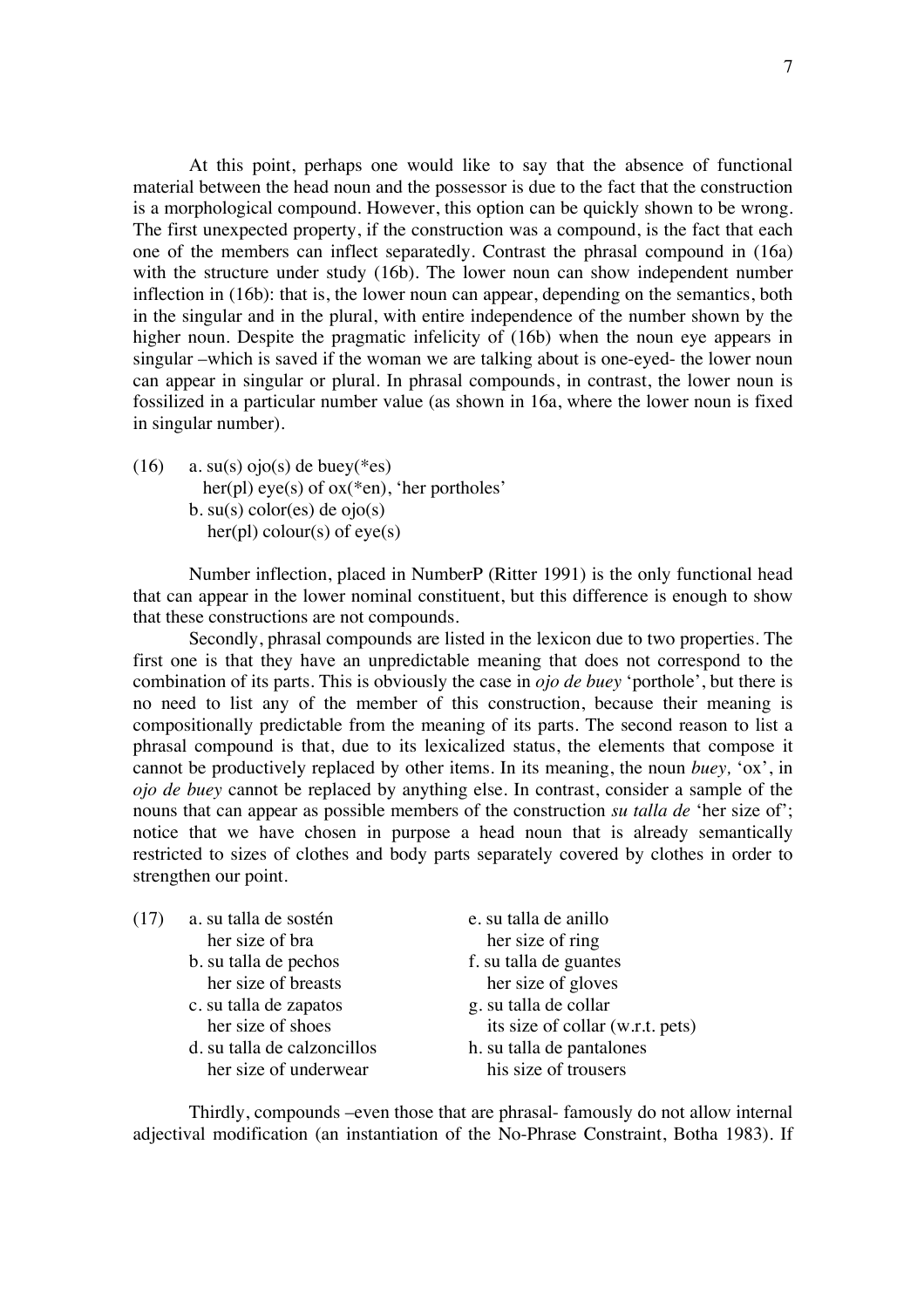At this point, perhaps one would like to say that the absence of functional material between the head noun and the possessor is due to the fact that the construction is a morphological compound. However, this option can be quickly shown to be wrong. The first unexpected property, if the construction was a compound, is the fact that each one of the members can inflect separatedly. Contrast the phrasal compound in (16a) with the structure under study (16b). The lower noun can show independent number inflection in (16b): that is, the lower noun can appear, depending on the semantics, both in the singular and in the plural, with entire independence of the number shown by the higher noun. Despite the pragmatic infelicity of (16b) when the noun eye appears in singular –which is saved if the woman we are talking about is one-eyed- the lower noun can appear in singular or plural. In phrasal compounds, in contrast, the lower noun is fossilized in a particular number value (as shown in 16a, where the lower noun is fixed in singular number).

(16) a. su(s) ojo(s) de buey(*es)
 her(pl) eye(s) of ox(*en), 'her portholes'
 b. su(s) color(es) de ojo(s)
 her(pl) colour(s) of eye(s)

Number inflection, placed in NumberP (Ritter 1991) is the only functional head that can appear in the lower nominal constituent, but this difference is enough to show that these constructions are not compounds.

Secondly, phrasal compounds are listed in the lexicon due to two properties. The first one is that they have an unpredictable meaning that does not correspond to the combination of its parts. This is obviously the case in *ojo de buey* 'porthole', but there is no need to list any of the member of this construction, because their meaning is compositionally predictable from the meaning of its parts. The second reason to list a phrasal compound is that, due to its lexicalized status, the elements that compose it cannot be productively replaced by other items. In its meaning, the noun *buey,* 'ox', in *ojo de buey* cannot be replaced by anything else. In contrast, consider a sample of the nouns that can appear as possible members of the construction *su talla de* 'her size of'; notice that we have chosen in purpose a head noun that is already semantically restricted to sizes of clothes and body parts separately covered by clothes in order to strengthen our point.

(17) a. su talla de sostén
 her size of bra
 b. su talla de pechos
 her size of breasts
 c. su talla de zapatos
 her size of shoes
 d. su talla de calzoncillos
 her size of underwear
 e. su talla de anillo
 her size of ring
 f. su talla de guantes
 her size of gloves
 g. su talla de collar
 its size of collar (w.r.t. pets)
 h. su talla de pantalones
 his size of trousers

Thirdly, compounds –even those that are phrasal- famously do not allow internal adjectival modification (an instantiation of the No-Phrase Constraint, Botha 1983). If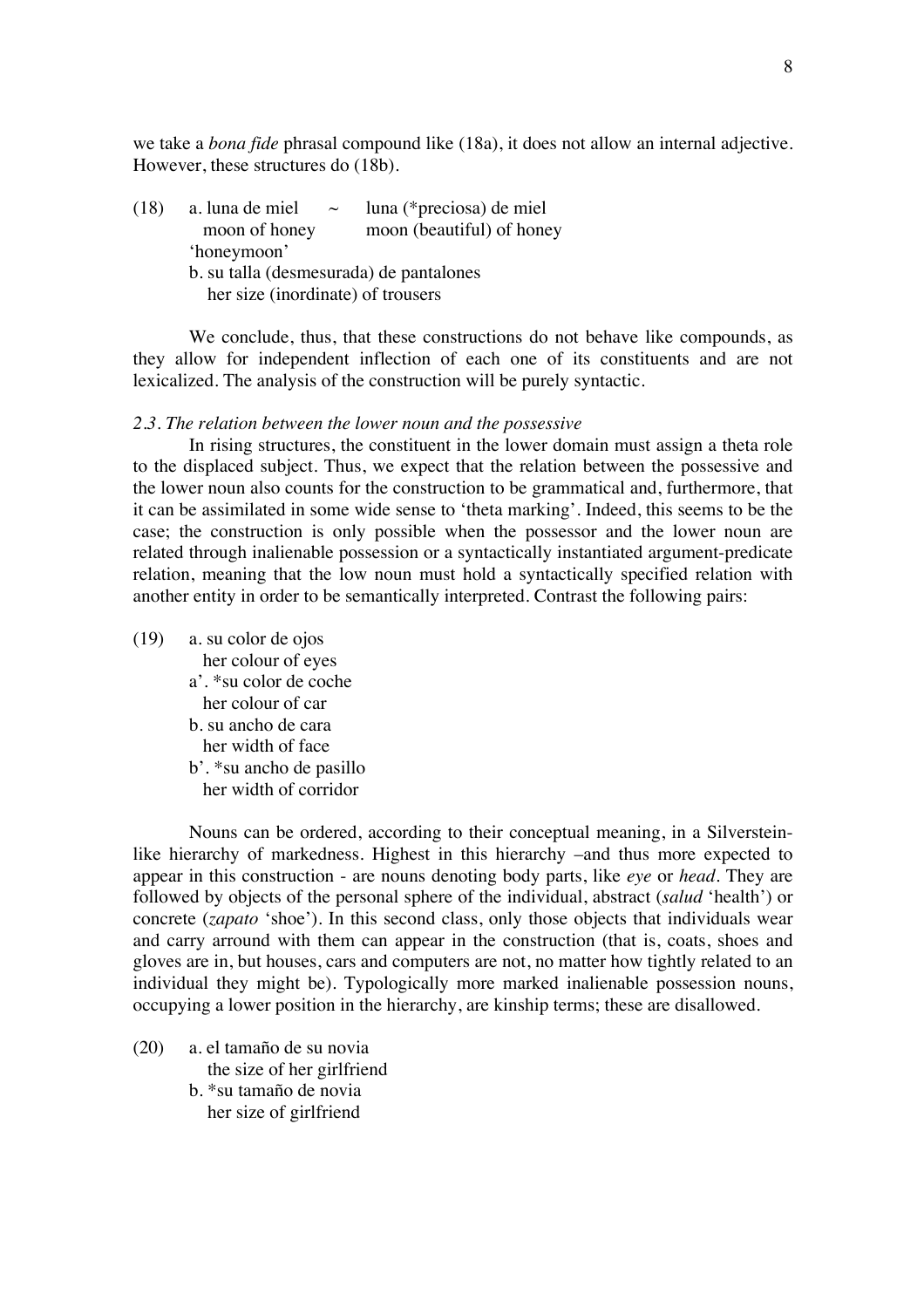we take a *bona fide* phrasal compound like (18a), it does not allow an internal adjective. However, these structures do (18b).

(18) a. luna de miel ~ luna (*preciosa) de miel
   moon of honey    moon (beautiful) of honey
   'honeymoon'
  b. su talla (desmesurada) de pantalones
   her size (inordinate) of trousers

We conclude, thus, that these constructions do not behave like compounds, as they allow for independent inflection of each one of its constituents and are not lexicalized. The analysis of the construction will be purely syntactic.

### *2.3. The relation between the lower noun and the possessive*

In rising structures, the constituent in the lower domain must assign a theta role to the displaced subject. Thus, we expect that the relation between the possessive and the lower noun also counts for the construction to be grammatical and, furthermore, that it can be assimilated in some wide sense to 'theta marking'. Indeed, this seems to be the case; the construction is only possible when the possessor and the lower noun are related through inalienable possession or a syntactically instantiated argument-predicate relation, meaning that the low noun must hold a syntactically specified relation with another entity in order to be semantically interpreted. Contrast the following pairs:

(19) a. su color de ojos
   her colour of eyes
  a'. *su color de coche
   her colour of car
  b. su ancho de cara
   her width of face
  b'. *su ancho de pasillo
   her width of corridor

Nouns can be ordered, according to their conceptual meaning, in a Silverstein-like hierarchy of markedness. Highest in this hierarchy –and thus more expected to appear in this construction - are nouns denoting body parts, like *eye* or *head*. They are followed by objects of the personal sphere of the individual, abstract (*salud* 'health') or concrete (*zapato* 'shoe'). In this second class, only those objects that individuals wear and carry arround with them can appear in the construction (that is, coats, shoes and gloves are in, but houses, cars and computers are not, no matter how tightly related to an individual they might be). Typologically more marked inalienable possession nouns, occupying a lower position in the hierarchy, are kinship terms; these are disallowed.

(20) a. el tamaño de su novia
   the size of her girlfriend
  b. *su tamaño de novia
   her size of girlfriend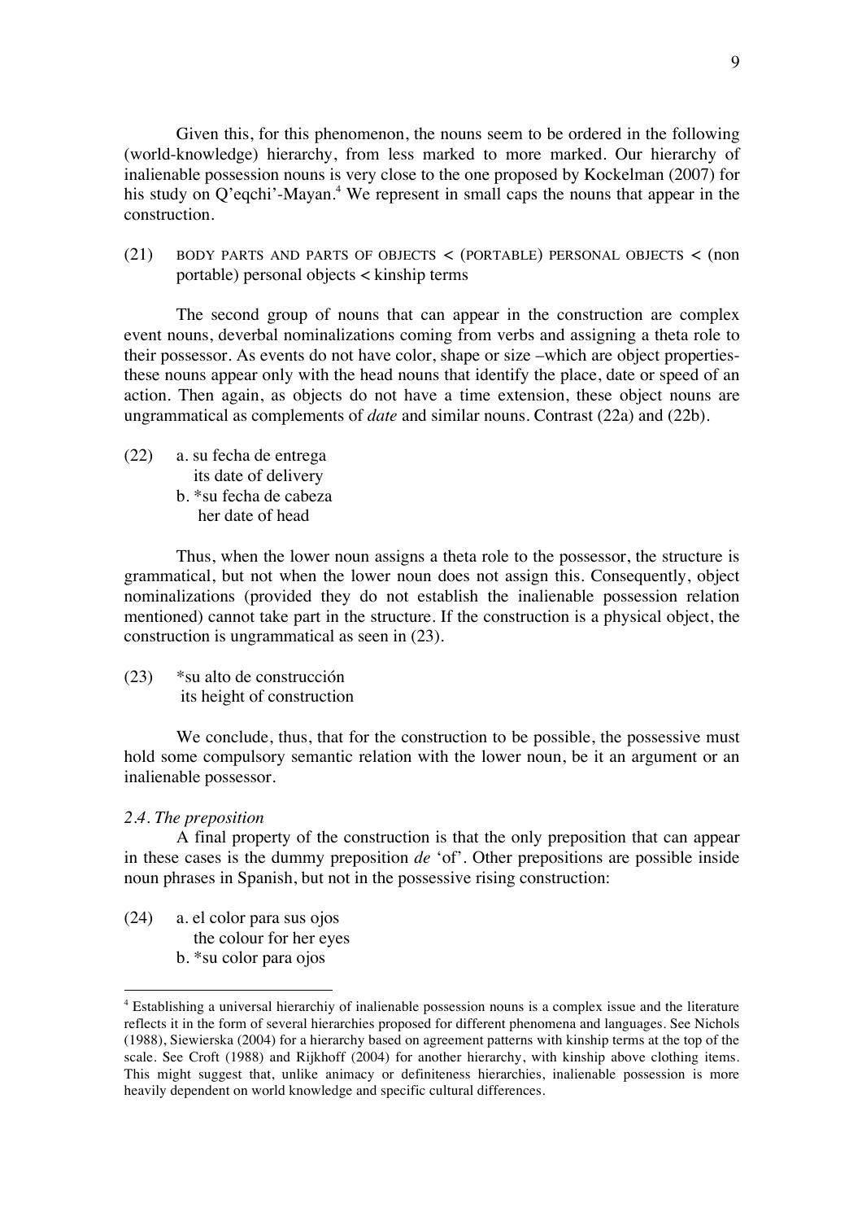Given this, for this phenomenon, the nouns seem to be ordered in the following (world-knowledge) hierarchy, from less marked to more marked. Our hierarchy of inalienable possession nouns is very close to the one proposed by Kockelman (2007) for his study on Q'eqchi'-Mayan.[4] We represent in small caps the nouns that appear in the construction.

(21) BODY PARTS AND PARTS OF OBJECTS < (PORTABLE) PERSONAL OBJECTS < (non portable) personal objects < kinship terms

The second group of nouns that can appear in the construction are complex event nouns, deverbal nominalizations coming from verbs and assigning a theta role to their possessor. As events do not have color, shape or size –which are object properties- these nouns appear only with the head nouns that identify the place, date or speed of an action. Then again, as objects do not have a time extension, these object nouns are ungrammatical as complements of *date* and similar nouns. Contrast (22a) and (22b).

(22) a. su fecha de entrega
  its date of delivery
 b. *su fecha de cabeza
  her date of head

Thus, when the lower noun assigns a theta role to the possessor, the structure is grammatical, but not when the lower noun does not assign this. Consequently, object nominalizations (provided they do not establish the inalienable possession relation mentioned) cannot take part in the structure. If the construction is a physical object, the construction is ungrammatical as seen in (23).

(23) *su alto de construcción
  its height of construction

We conclude, thus, that for the construction to be possible, the possessive must hold some compulsory semantic relation with the lower noun, be it an argument or an inalienable possessor.

### *2.4. The preposition*

A final property of the construction is that the only preposition that can appear in these cases is the dummy preposition *de* 'of'. Other prepositions are possible inside noun phrases in Spanish, but not in the possessive rising construction:

(24) a. el color para sus ojos
  the colour for her eyes
 b. *su color para ojos

---

[4] Establishing a universal hierarchiy of inalienable possession nouns is a complex issue and the literature reflects it in the form of several hierarchies proposed for different phenomena and languages. See Nichols (1988), Siewierska (2004) for a hierarchy based on agreement patterns with kinship terms at the top of the scale. See Croft (1988) and Rijkhoff (2004) for another hierarchy, with kinship above clothing items. This might suggest that, unlike animacy or definiteness hierarchies, inalienable possession is more heavily dependent on world knowledge and specific cultural differences.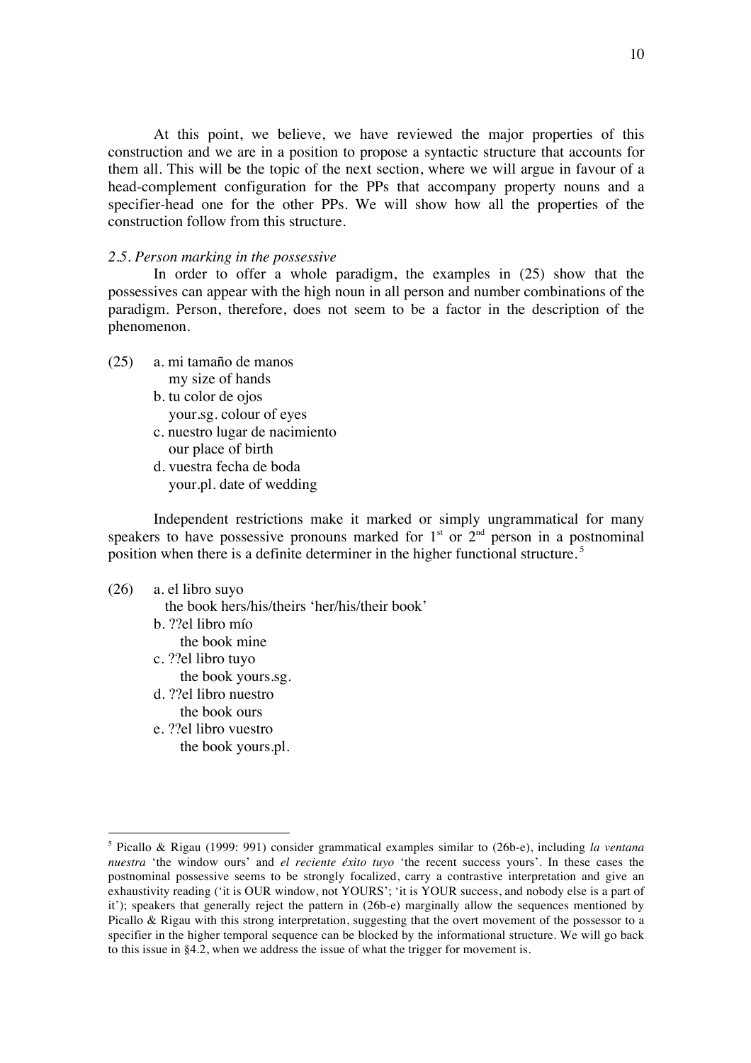At this point, we believe, we have reviewed the major properties of this construction and we are in a position to propose a syntactic structure that accounts for them all. This will be the topic of the next section, where we will argue in favour of a head-complement configuration for the PPs that accompany property nouns and a specifier-head one for the other PPs. We will show how all the properties of the construction follow from this structure.

### *2.5. Person marking in the possessive*

In order to offer a whole paradigm, the examples in (25) show that the possessives can appear with the high noun in all person and number combinations of the paradigm. Person, therefore, does not seem to be a factor in the description of the phenomenon.

(25) a. mi tamaño de manos
    my size of hands
  b. tu color de ojos
    your.sg. colour of eyes
  c. nuestro lugar de nacimiento
    our place of birth
  d. vuestra fecha de boda
    your.pl. date of wedding

Independent restrictions make it marked or simply ungrammatical for many speakers to have possessive pronouns marked for 1st or 2nd person in a postnominal position when there is a definite determiner in the higher functional structure.[5]

(26) a. el libro suyo
    the book hers/his/theirs 'her/his/their book'
  b. ??el libro mío
    the book mine
  c. ??el libro tuyo
    the book yours.sg.
  d. ??el libro nuestro
    the book ours
  e. ??el libro vuestro
    the book yours.pl.

---

[5] Picallo & Rigau (1999: 991) consider grammatical examples similar to (26b-e), including *la ventana nuestra* 'the window ours' and *el reciente éxito tuyo* 'the recent success yours'. In these cases the postnominal possessive seems to be strongly focalized, carry a contrastive interpretation and give an exhaustivity reading ('it is OUR window, not YOURS'; 'it is YOUR success, and nobody else is a part of it'); speakers that generally reject the pattern in (26b-e) marginally allow the sequences mentioned by Picallo & Rigau with this strong interpretation, suggesting that the overt movement of the possessor to a specifier in the higher temporal sequence can be blocked by the informational structure. We will go back to this issue in §4.2, when we address the issue of what the trigger for movement is.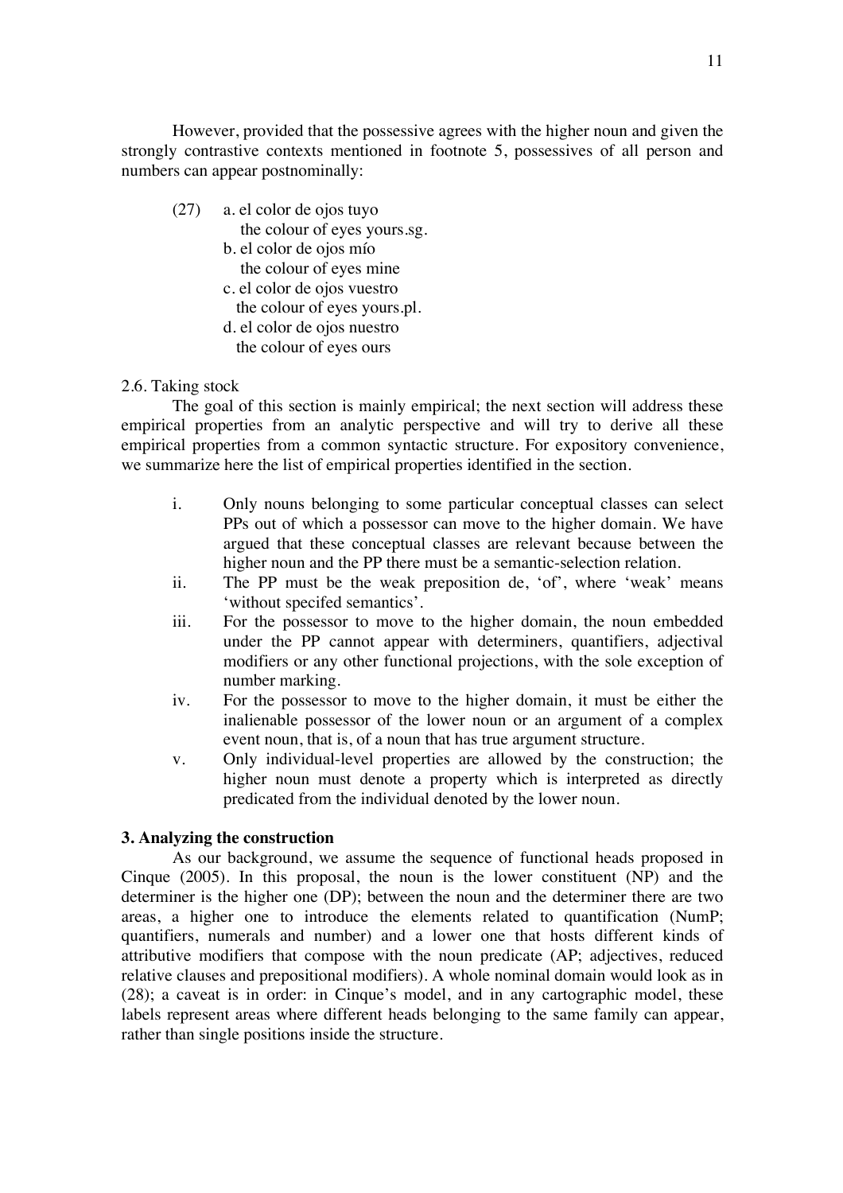However, provided that the possessive agrees with the higher noun and given the strongly contrastive contexts mentioned in footnote 5, possessives of all person and numbers can appear postnominally:

(27) a. el color de ojos tuyo
 the colour of eyes yours.sg.
 b. el color de ojos mío
 the colour of eyes mine
 c. el color de ojos vuestro
 the colour of eyes yours.pl.
 d. el color de ojos nuestro
 the colour of eyes ours

2.6. Taking stock

The goal of this section is mainly empirical; the next section will address these empirical properties from an analytic perspective and will try to derive all these empirical properties from a common syntactic structure. For expository convenience, we summarize here the list of empirical properties identified in the section.

i. Only nouns belonging to some particular conceptual classes can select PPs out of which a possessor can move to the higher domain. We have argued that these conceptual classes are relevant because between the higher noun and the PP there must be a semantic-selection relation.
ii. The PP must be the weak preposition de, 'of', where 'weak' means 'without specifed semantics'.
iii. For the possessor to move to the higher domain, the noun embedded under the PP cannot appear with determiners, quantifiers, adjectival modifiers or any other functional projections, with the sole exception of number marking.
iv. For the possessor to move to the higher domain, it must be either the inalienable possessor of the lower noun or an argument of a complex event noun, that is, of a noun that has true argument structure.
v. Only individual-level properties are allowed by the construction; the higher noun must denote a property which is interpreted as directly predicated from the individual denoted by the lower noun.

**3. Analyzing the construction**

As our background, we assume the sequence of functional heads proposed in Cinque (2005). In this proposal, the noun is the lower constituent (NP) and the determiner is the higher one (DP); between the noun and the determiner there are two areas, a higher one to introduce the elements related to quantification (NumP; quantifiers, numerals and number) and a lower one that hosts different kinds of attributive modifiers that compose with the noun predicate (AP; adjectives, reduced relative clauses and prepositional modifiers). A whole nominal domain would look as in (28); a caveat is in order: in Cinque's model, and in any cartographic model, these labels represent areas where different heads belonging to the same family can appear, rather than single positions inside the structure.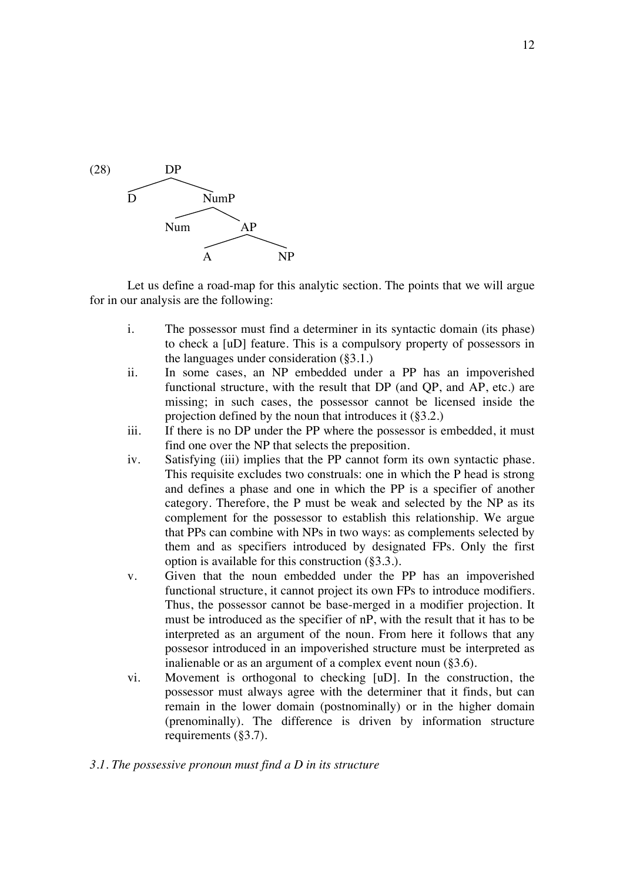(28)

```
        DP
       /  \
      D    NumP
          /    \
        Num     AP
               /  \
              A    NP
```

Let us define a road-map for this analytic section. The points that we will argue for in our analysis are the following:

i. The possessor must find a determiner in its syntactic domain (its phase) to check a [uD] feature. This is a compulsory property of possessors in the languages under consideration (§3.1.)

ii. In some cases, an NP embedded under a PP has an impoverished functional structure, with the result that DP (and QP, and AP, etc.) are missing; in such cases, the possessor cannot be licensed inside the projection defined by the noun that introduces it (§3.2.)

iii. If there is no DP under the PP where the possessor is embedded, it must find one over the NP that selects the preposition.

iv. Satisfying (iii) implies that the PP cannot form its own syntactic phase. This requisite excludes two construals: one in which the P head is strong and defines a phase and one in which the PP is a specifier of another category. Therefore, the P must be weak and selected by the NP as its complement for the possessor to establish this relationship. We argue that PPs can combine with NPs in two ways: as complements selected by them and as specifiers introduced by designated FPs. Only the first option is available for this construction (§3.3.).

v. Given that the noun embedded under the PP has an impoverished functional structure, it cannot project its own FPs to introduce modifiers. Thus, the possessor cannot be base-merged in a modifier projection. It must be introduced as the specifier of nP, with the result that it has to be interpreted as an argument of the noun. From here it follows that any possesor introduced in an impoverished structure must be interpreted as inalienable or as an argument of a complex event noun (§3.6).

vi. Movement is orthogonal to checking [uD]. In the construction, the possessor must always agree with the determiner that it finds, but can remain in the lower domain (postnominally) or in the higher domain (prenominally). The difference is driven by information structure requirements (§3.7).

### *3.1. The possessive pronoun must find a D in its structure*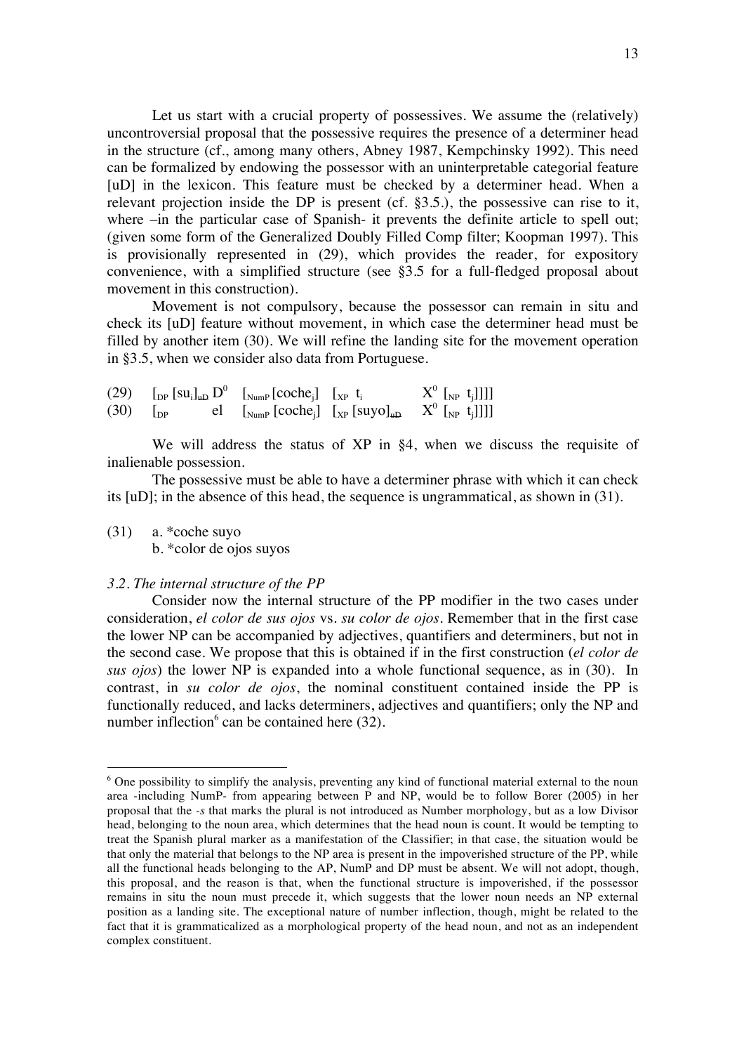Let us start with a crucial property of possessives. We assume the (relatively) uncontroversial proposal that the possessive requires the presence of a determiner head in the structure (cf., among many others, Abney 1987, Kempchinsky 1992). This need can be formalized by endowing the possessor with an uninterpretable categorial feature [uD] in the lexicon. This feature must be checked by a determiner head. When a relevant projection inside the DP is present (cf. §3.5.), the possessive can rise to it, where –in the particular case of Spanish- it prevents the definite article to spell out; (given some form of the Generalized Doubly Filled Comp filter; Koopman 1997). This is provisionally represented in (29), which provides the reader, for expository convenience, with a simplified structure (see §3.5 for a full-fledged proposal about movement in this construction).

Movement is not compulsory, because the possessor can remain in situ and check its [uD] feature without movement, in which case the determiner head must be filled by another item (30). We will refine the landing site for the movement operation in §3.5, when we consider also data from Portuguese.

(29) $[_{DP}$ $[su_i]_{\text{uD}}$ $D^0$ $[_{NumP}$ $[coche_j]$ $[_{XP}$ $t_i$ $X^0$ $[_{NP}$ $t_j]]]]$

(30) $[_{DP}$ el $[_{NumP}$ $[coche_j]$ $[_{XP}$ $[suyo]_{\text{uD}}$ $X^0$ $[_{NP}$ $t_j]]]]$

We will address the status of XP in §4, when we discuss the requisite of inalienable possession.

The possessive must be able to have a determiner phrase with which it can check its [uD]; in the absence of this head, the sequence is ungrammatical, as shown in (31).

(31) a. *coche suyo
b. *color de ojos suyos

*3.2. The internal structure of the PP*

Consider now the internal structure of the PP modifier in the two cases under consideration, *el color de sus ojos* vs. *su color de ojos*. Remember that in the first case the lower NP can be accompanied by adjectives, quantifiers and determiners, but not in the second case. We propose that this is obtained if in the first construction (*el color de sus ojos*) the lower NP is expanded into a whole functional sequence, as in (30). In contrast, in *su color de ojos*, the nominal constituent contained inside the PP is functionally reduced, and lacks determiners, adjectives and quantifiers; only the NP and number inflection[6] can be contained here (32).

---

[6] One possibility to simplify the analysis, preventing any kind of functional material external to the noun area -including NumP- from appearing between P and NP, would be to follow Borer (2005) in her proposal that the *-s* that marks the plural is not introduced as Number morphology, but as a low Divisor head, belonging to the noun area, which determines that the head noun is count. It would be tempting to treat the Spanish plural marker as a manifestation of the Classifier; in that case, the situation would be that only the material that belongs to the NP area is present in the impoverished structure of the PP, while all the functional heads belonging to the AP, NumP and DP must be absent. We will not adopt, though, this proposal, and the reason is that, when the functional structure is impoverished, if the possessor remains in situ the noun must precede it, which suggests that the lower noun needs an NP external position as a landing site. The exceptional nature of number inflection, though, might be related to the fact that it is grammaticalized as a morphological property of the head noun, and not as an independent complex constituent.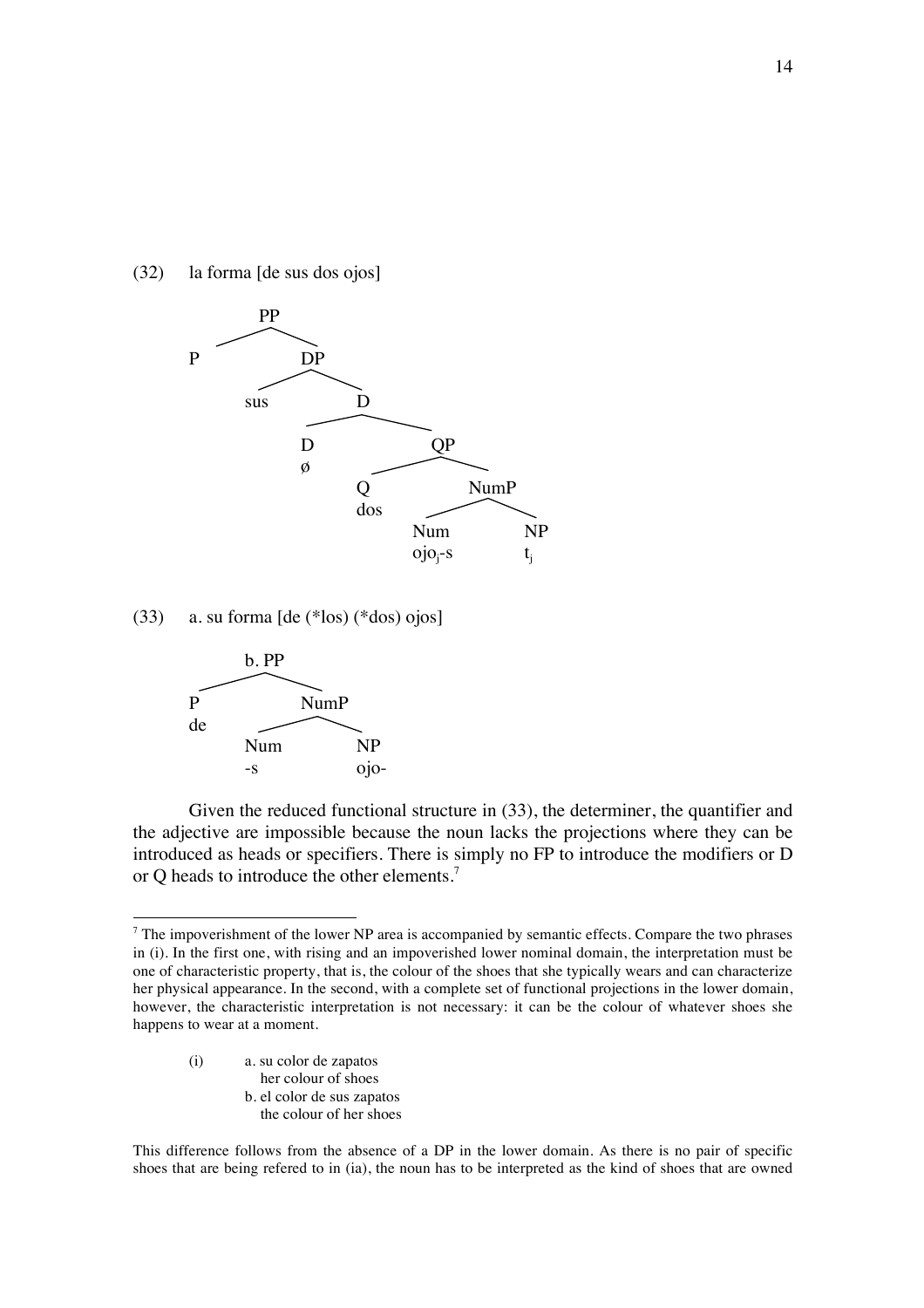(32) la forma [de sus dos ojos]

```
PP
├── P
└── DP
    ├── sus
    └── D
        ├── D
        │   ø
        └── QP
            ├── Q
            │   dos
            └── NumP
                ├── Num
                │   ojo_j-s
                └── NP
                    t_j
```

(33) a. su forma [de (*los) (*dos) ojos]

```
b. PP
├── P
│   de
└── NumP
    ├── Num
    │   -s
    └── NP
        ojo-
```

Given the reduced functional structure in (33), the determiner, the quantifier and the adjective are impossible because the noun lacks the projections where they can be introduced as heads or specifiers. There is simply no FP to introduce the modifiers or D or Q heads to introduce the other elements.[7]

---

[7] The impoverishment of the lower NP area is accompanied by semantic effects. Compare the two phrases in (i). In the first one, with rising and an impoverished lower nominal domain, the interpretation must be one of characteristic property, that is, the colour of the shoes that she typically wears and can characterize her physical appearance. In the second, with a complete set of functional projections in the lower domain, however, the characteristic interpretation is not necessary: it can be the colour of whatever shoes she happens to wear at a moment.

(i) a. su color de zapatos
her colour of shoes
b. el color de sus zapatos
the colour of her shoes

This difference follows from the absence of a DP in the lower domain. As there is no pair of specific shoes that are being refered to in (ia), the noun has to be interpreted as the kind of shoes that are owned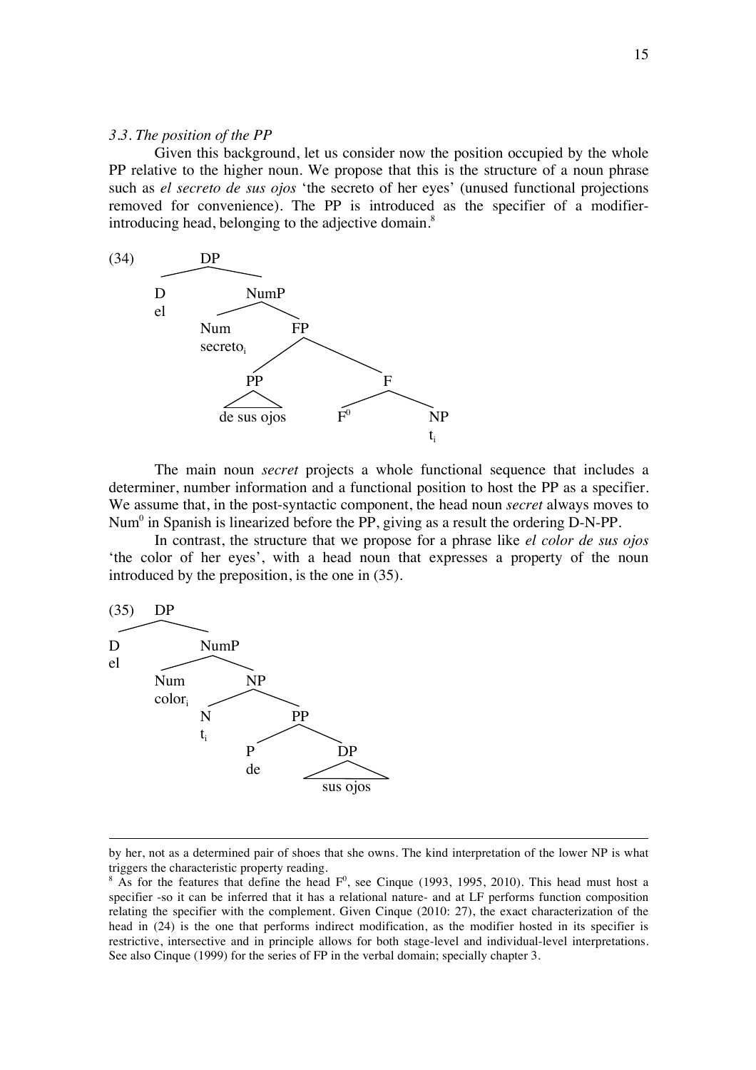*3.3. The position of the PP*

Given this background, let us consider now the position occupied by the whole PP relative to the higher noun. We propose that this is the structure of a noun phrase such as *el secreto de sus ojos* 'the secreto of her eyes' (unused functional projections removed for convenience). The PP is introduced as the specifier of a modifier-introducing head, belonging to the adjective domain.[8]

```
(34)        DP
          /    \
         D      NumP
         el    /    \
            Num      FP
            secreto_i  /   \
                   PP       F
                   /\      /  \
            de sus ojos  F0    NP
                               t_i
```

The main noun *secret* projects a whole functional sequence that includes a determiner, number information and a functional position to host the PP as a specifier. We assume that, in the post-syntactic component, the head noun *secret* always moves to $Num^0$ in Spanish is linearized before the PP, giving as a result the ordering D-N-PP.

In contrast, the structure that we propose for a phrase like *el color de sus ojos* 'the color of her eyes', with a head noun that expresses a property of the noun introduced by the preposition, is the one in (35).

```
(35)  DP
     /   \
    D     NumP
    el   /    \
      Num      NP
      color_i /   \
             N     PP
             t_i  /   \
                 P     DP
                 de    /\
                    sus ojos
```

---

by her, not as a determined pair of shoes that she owns. The kind interpretation of the lower NP is what triggers the characteristic property reading.

[8] As for the features that define the head $F^0$, see Cinque (1993, 1995, 2010). This head must host a specifier -so it can be inferred that it has a relational nature- and at LF performs function composition relating the specifier with the complement. Given Cinque (2010: 27), the exact characterization of the head in (24) is the one that performs indirect modification, as the modifier hosted in its specifier is restrictive, intersective and in principle allows for both stage-level and individual-level interpretations. See also Cinque (1999) for the series of FP in the verbal domain; specially chapter 3.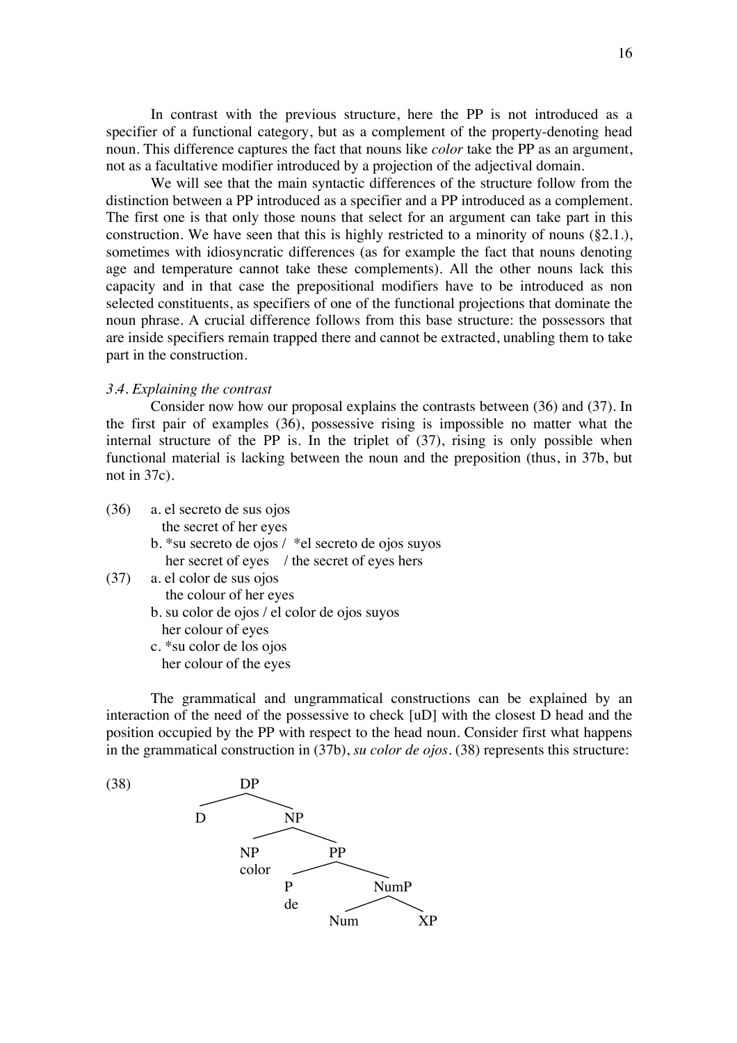In contrast with the previous structure, here the PP is not introduced as a specifier of a functional category, but as a complement of the property-denoting head noun. This difference captures the fact that nouns like *color* take the PP as an argument, not as a facultative modifier introduced by a projection of the adjectival domain.

We will see that the main syntactic differences of the structure follow from the distinction between a PP introduced as a specifier and a PP introduced as a complement. The first one is that only those nouns that select for an argument can take part in this construction. We have seen that this is highly restricted to a minority of nouns (§2.1.), sometimes with idiosyncratic differences (as for example the fact that nouns denoting age and temperature cannot take these complements). All the other nouns lack this capacity and in that case the prepositional modifiers have to be introduced as non selected constituents, as specifiers of one of the functional projections that dominate the noun phrase. A crucial difference follows from this base structure: the possessors that are inside specifiers remain trapped there and cannot be extracted, unabling them to take part in the construction.

### *3.4. Explaining the contrast*

Consider now how our proposal explains the contrasts between (36) and (37). In the first pair of examples (36), possessive rising is impossible no matter what the internal structure of the PP is. In the triplet of (37), rising is only possible when functional material is lacking between the noun and the preposition (thus, in 37b, but not in 37c).

(36) a. el secreto de sus ojos
   the secret of her eyes
  b. *su secreto de ojos / *el secreto de ojos suyos
   her secret of eyes / the secret of eyes hers

(37) a. el color de sus ojos
   the colour of her eyes
  b. su color de ojos / el color de ojos suyos
   her colour of eyes
  c. *su color de los ojos
   her colour of the eyes

The grammatical and ungrammatical constructions can be explained by an interaction of the need of the possessive to check [uD] with the closest D head and the position occupied by the PP with respect to the head noun. Consider first what happens in the grammatical construction in (37b), *su color de ojos*. (38) represents this structure:

(38)
```
DP
├── D
└── NP
    ├── NP
    │   color
    └── PP
        ├── P
        │   de
        └── NumP
            ├── Num
            └── XP
```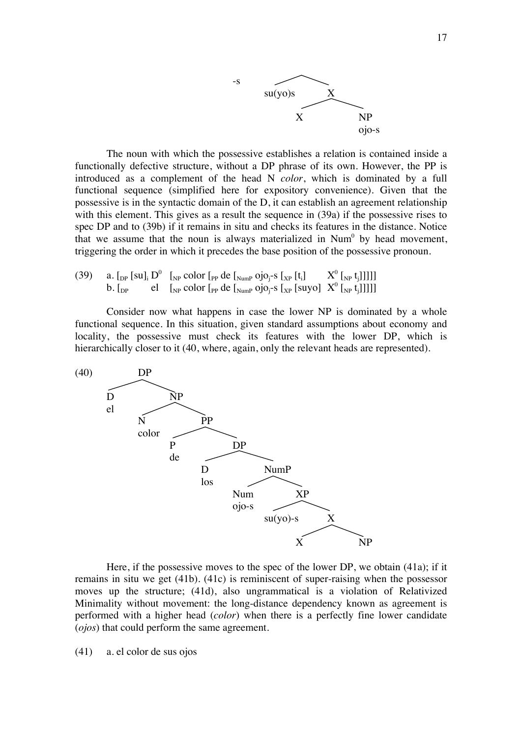```
-s
        /\
  su(yo)s   X
           /  \
          X    NP
               ojo-s
```

The noun with which the possessive establishes a relation is contained inside a functionally defective structure, without a DP phrase of its own. However, the PP is introduced as a complement of the head N *color*, which is dominated by a full functional sequence (simplified here for expository convenience). Given that the possessive is in the syntactic domain of the D, it can establish an agreement relationship with this element. This gives as a result the sequence in (39a) if the possessive rises to spec DP and to (39b) if it remains in situ and checks its features in the distance. Notice that we assume that the noun is always materialized in $Num^0$ by head movement, triggering the order in which it precedes the base position of the possessive pronoun.

(39) a. $[_{DP}$ $[su]_i$ $D^0$ $[_{NP}$ color $[_{PP}$ de $[_{NumP}$ $ojo_j$-s $[_{XP}$ $[t_i]$ $X^0$ $[_{NP}$ $t_j]]]]]$
b. $[_{DP}$ el $[_{NP}$ color $[_{PP}$ de $[_{NumP}$ $ojo_j$-s $[_{XP}$ [suyo] $X^0$ $[_{NP}$ $t_j]]]]]$

Consider now what happens in case the lower NP is dominated by a whole functional sequence. In this situation, given standard assumptions about economy and locality, the possessive must check its features with the lower DP, which is hierarchically closer to it (40, where, again, only the relevant heads are represented).

```
(40)       DP
          /  \
         D    NP
         el  /  \
            N    PP
          color /  \
               P    DP
               de  /  \
                  D    NumP
                 los  /    \
                    Num     XP
                   ojo-s   /  \
                     su(yo)-s   X
                               / \
                              X   NP
```

Here, if the possessive moves to the spec of the lower DP, we obtain (41a); if it remains in situ we get (41b). (41c) is reminiscent of super-raising when the possessor moves up the structure; (41d), also ungrammatical is a violation of Relativized Minimality without movement: the long-distance dependency known as agreement is performed with a higher head (*color*) when there is a perfectly fine lower candidate (*ojos*) that could perform the same agreement.

(41) a. el color de sus ojos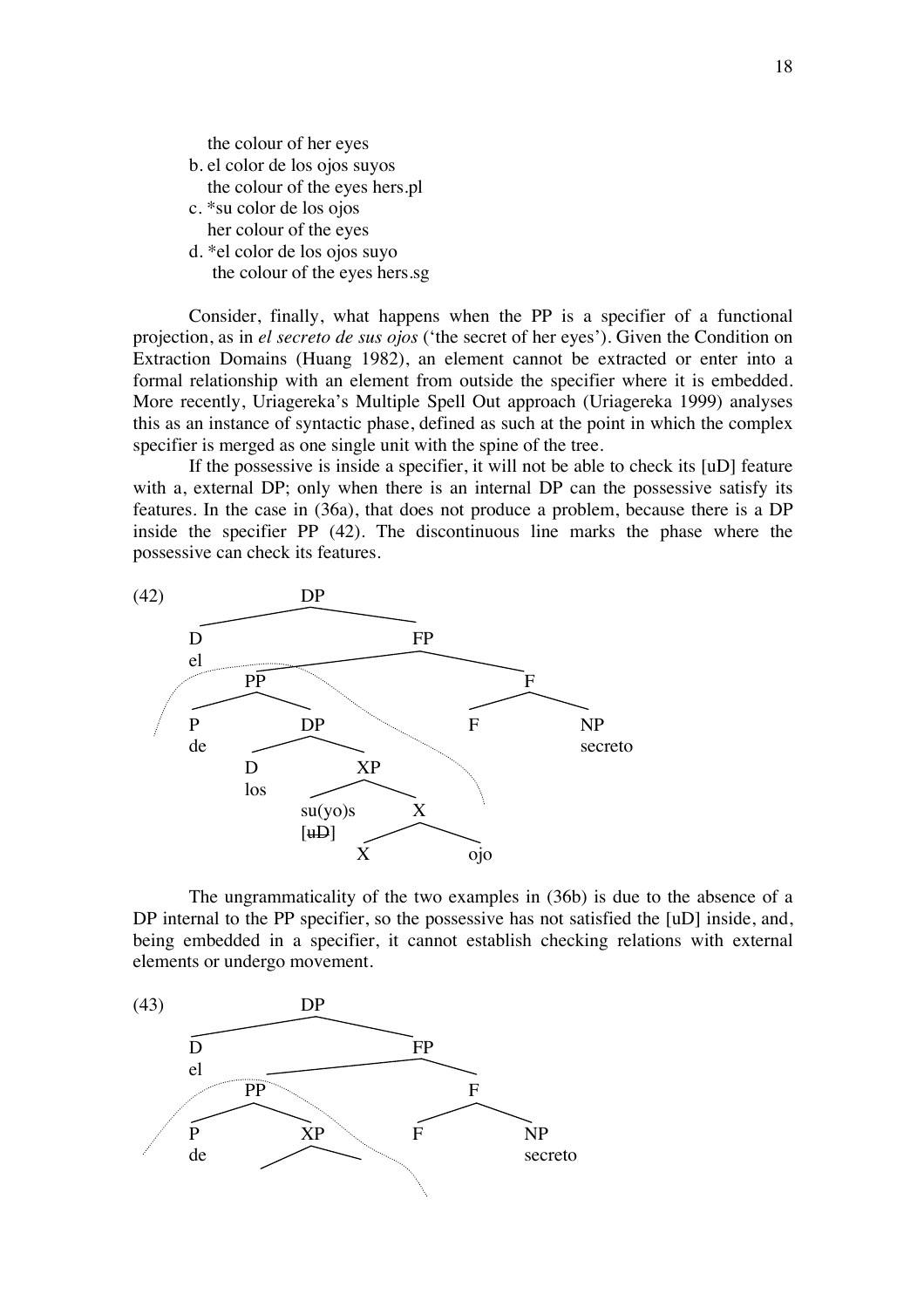the colour of her eyes

b. el color de los ojos suyos
   the colour of the eyes hers.pl

c. *su color de los ojos
   her colour of the eyes

d. *el color de los ojos suyo
   the colour of the eyes hers.sg

Consider, finally, what happens when the PP is a specifier of a functional projection, as in *el secreto de sus ojos* ('the secret of her eyes'). Given the Condition on Extraction Domains (Huang 1982), an element cannot be extracted or enter into a formal relationship with an element from outside the specifier where it is embedded. More recently, Uriagereka's Multiple Spell Out approach (Uriagereka 1999) analyses this as an instance of syntactic phase, defined as such at the point in which the complex specifier is merged as one single unit with the spine of the tree.

If the possessive is inside a specifier, it will not be able to check its [uD] feature with a, external DP; only when there is an internal DP can the possessive satisfy its features. In the case in (36a), that does not produce a problem, because there is a DP inside the specifier PP (42). The discontinuous line marks the phase where the possessive can check its features.

(42)

```
                DP
         ______/  \______
        D                FP
        el        ______/  \______
               PP                 F
              /  \               / \
             P    DP            F   NP
             de  /  \               secreto
                D    XP
                los /  \
                su(yo)s  X
                [uD]    / \
                       X   ojo
```

The ungrammaticality of the two examples in (36b) is due to the absence of a DP internal to the PP specifier, so the possessive has not satisfied the [uD] inside, and, being embedded in a specifier, it cannot establish checking relations with external elements or undergo movement.

(43)

```
                DP
         ______/  \______
        D                FP
        el        ______/  \______
               PP                 F
              /  \               / \
             P    XP            F   NP
             de  /  \               secreto
```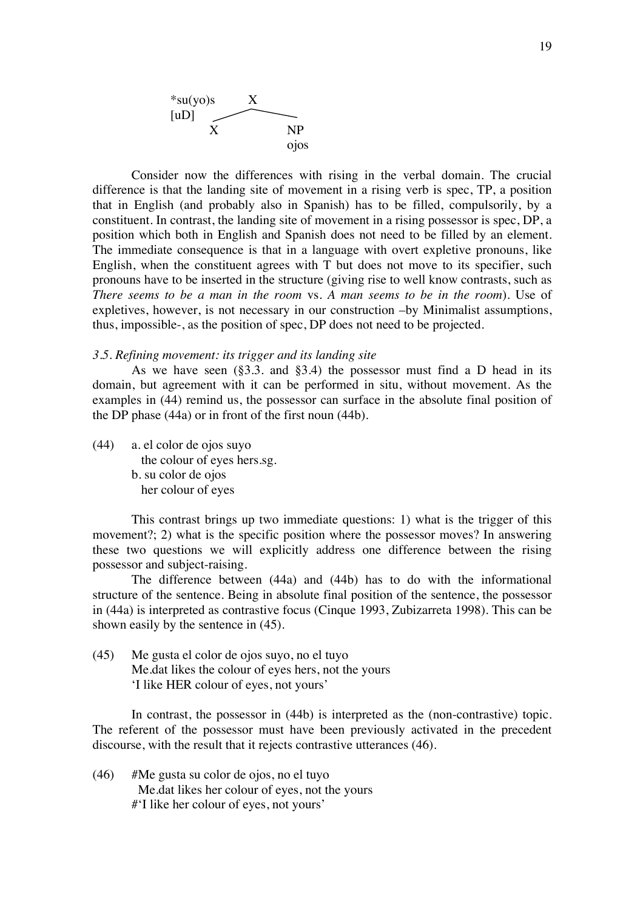```
*su(yo)s      X
[uD]      /       \
         X         NP
                   ojos
```

Consider now the differences with rising in the verbal domain. The crucial difference is that the landing site of movement in a rising verb is spec, TP, a position that in English (and probably also in Spanish) has to be filled, compulsorily, by a constituent. In contrast, the landing site of movement in a rising possessor is spec, DP, a position which both in English and Spanish does not need to be filled by an element. The immediate consequence is that in a language with overt expletive pronouns, like English, when the constituent agrees with T but does not move to its specifier, such pronouns have to be inserted in the structure (giving rise to well know contrasts, such as *There seems to be a man in the room* vs. *A man seems to be in the room*). Use of expletives, however, is not necessary in our construction –by Minimalist assumptions, thus, impossible-, as the position of spec, DP does not need to be projected.

### *3.5. Refining movement: its trigger and its landing site*

As we have seen (§3.3. and §3.4) the possessor must find a D head in its domain, but agreement with it can be performed in situ, without movement. As the examples in (44) remind us, the possessor can surface in the absolute final position of the DP phase (44a) or in front of the first noun (44b).

(44) a. el color de ojos suyo
 the colour of eyes hers.sg.
 b. su color de ojos
 her colour of eyes

This contrast brings up two immediate questions: 1) what is the trigger of this movement?; 2) what is the specific position where the possessor moves? In answering these two questions we will explicitly address one difference between the rising possessor and subject-raising.

The difference between (44a) and (44b) has to do with the informational structure of the sentence. Being in absolute final position of the sentence, the possessor in (44a) is interpreted as contrastive focus (Cinque 1993, Zubizarreta 1998). This can be shown easily by the sentence in (45).

(45) Me gusta el color de ojos suyo, no el tuyo
 Me.dat likes the colour of eyes hers, not the yours
 'I like HER colour of eyes, not yours'

In contrast, the possessor in (44b) is interpreted as the (non-contrastive) topic. The referent of the possessor must have been previously activated in the precedent discourse, with the result that it rejects contrastive utterances (46).

(46) #Me gusta su color de ojos, no el tuyo
 Me.dat likes her colour of eyes, not the yours
 #'I like her colour of eyes, not yours'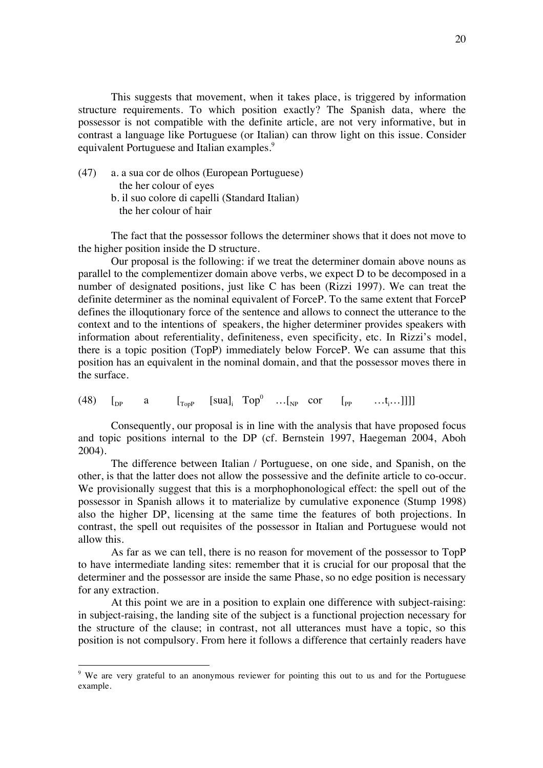This suggests that movement, when it takes place, is triggered by information structure requirements. To which position exactly? The Spanish data, where the possessor is not compatible with the definite article, are not very informative, but in contrast a language like Portuguese (or Italian) can throw light on this issue. Consider equivalent Portuguese and Italian examples.[9]

(47) a. a sua cor de olhos (European Portuguese)
 the her colour of eyes
 b. il suo colore di capelli (Standard Italian)
 the her colour of hair

The fact that the possessor follows the determiner shows that it does not move to the higher position inside the D structure.

Our proposal is the following: if we treat the determiner domain above nouns as parallel to the complementizer domain above verbs, we expect D to be decomposed in a number of designated positions, just like C has been (Rizzi 1997). We can treat the definite determiner as the nominal equivalent of ForceP. To the same extent that ForceP defines the illoqutionary force of the sentence and allows to connect the utterance to the context and to the intentions of speakers, the higher determiner provides speakers with information about referentiality, definiteness, even specificity, etc. In Rizzi's model, there is a topic position (TopP) immediately below ForceP. We can assume that this position has an equivalent in the nominal domain, and that the possessor moves there in the surface.

(48) $[_{DP}$ a $[_{TopP}$ $[\text{sua}]_i$ $\text{Top}^0$ $\ldots[_{NP}$ cor $[_{PP}$ $\ldots t_i \ldots]]]]$

Consequently, our proposal is in line with the analysis that have proposed focus and topic positions internal to the DP (cf. Bernstein 1997, Haegeman 2004, Aboh 2004).

The difference between Italian / Portuguese, on one side, and Spanish, on the other, is that the latter does not allow the possessive and the definite article to co-occur. We provisionally suggest that this is a morphophonological effect: the spell out of the possessor in Spanish allows it to materialize by cumulative exponence (Stump 1998) also the higher DP, licensing at the same time the features of both projections. In contrast, the spell out requisites of the possessor in Italian and Portuguese would not allow this.

As far as we can tell, there is no reason for movement of the possessor to TopP to have intermediate landing sites: remember that it is crucial for our proposal that the determiner and the possessor are inside the same Phase, so no edge position is necessary for any extraction.

At this point we are in a position to explain one difference with subject-raising: in subject-raising, the landing site of the subject is a functional projection necessary for the structure of the clause; in contrast, not all utterances must have a topic, so this position is not compulsory. From here it follows a difference that certainly readers have

[9] We are very grateful to an anonymous reviewer for pointing this out to us and for the Portuguese example.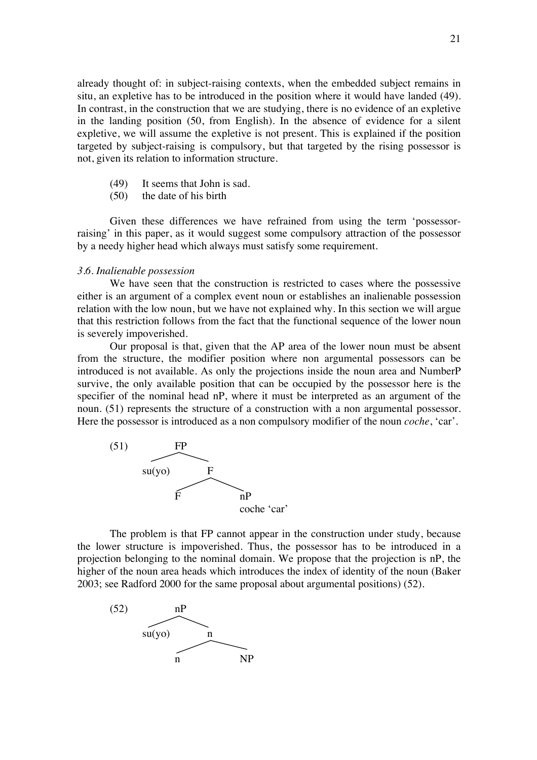already thought of: in subject-raising contexts, when the embedded subject remains in situ, an expletive has to be introduced in the position where it would have landed (49). In contrast, in the construction that we are studying, there is no evidence of an expletive in the landing position (50, from English). In the absence of evidence for a silent expletive, we will assume the expletive is not present. This is explained if the position targeted by subject-raising is compulsory, but that targeted by the rising possessor is not, given its relation to information structure.

(49) It seems that John is sad.
(50) the date of his birth

Given these differences we have refrained from using the term 'possessor-raising' in this paper, as it would suggest some compulsory attraction of the possessor by a needy higher head which always must satisfy some requirement.

### *3.6. Inalienable possession*

We have seen that the construction is restricted to cases where the possessive either is an argument of a complex event noun or establishes an inalienable possession relation with the low noun, but we have not explained why. In this section we will argue that this restriction follows from the fact that the functional sequence of the lower noun is severely impoverished.

Our proposal is that, given that the AP area of the lower noun must be absent from the structure, the modifier position where non argumental possessors can be introduced is not available. As only the projections inside the noun area and NumberP survive, the only available position that can be occupied by the possessor here is the specifier of the nominal head nP, where it must be interpreted as an argument of the noun. (51) represents the structure of a construction with a non argumental possessor. Here the possessor is introduced as a non compulsory modifier of the noun *coche*, 'car'.

```
(51)        FP
          /    \
     su(yo)     F
              /   \
             F     nP
                   coche 'car'
```

The problem is that FP cannot appear in the construction under study, because the lower structure is impoverished. Thus, the possessor has to be introduced in a projection belonging to the nominal domain. We propose that the projection is nP, the higher of the noun area heads which introduces the index of identity of the noun (Baker 2003; see Radford 2000 for the same proposal about argumental positions) (52).

```
(52)        nP
          /    \
     su(yo)     n
              /   \
             n     NP
```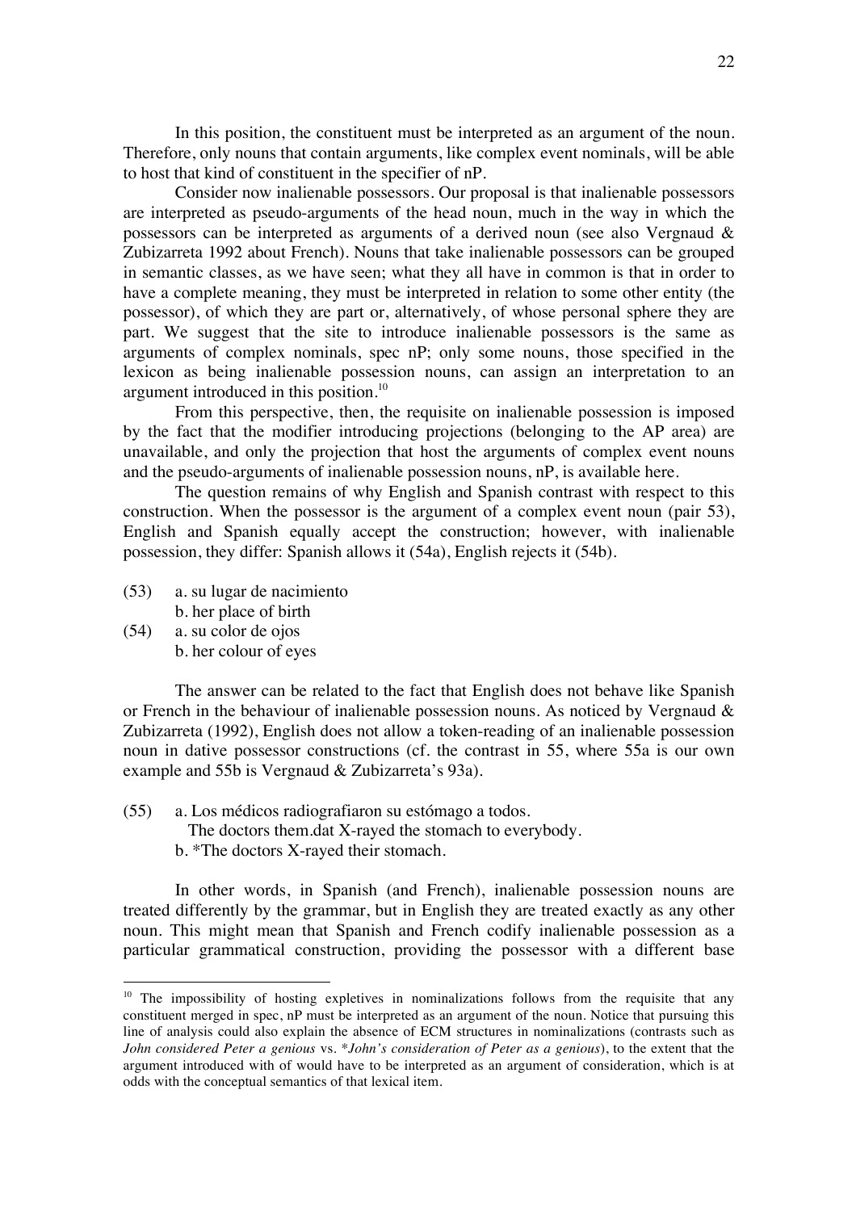In this position, the constituent must be interpreted as an argument of the noun. Therefore, only nouns that contain arguments, like complex event nominals, will be able to host that kind of constituent in the specifier of nP.

Consider now inalienable possessors. Our proposal is that inalienable possessors are interpreted as pseudo-arguments of the head noun, much in the way in which the possessors can be interpreted as arguments of a derived noun (see also Vergnaud & Zubizarreta 1992 about French). Nouns that take inalienable possessors can be grouped in semantic classes, as we have seen; what they all have in common is that in order to have a complete meaning, they must be interpreted in relation to some other entity (the possessor), of which they are part or, alternatively, of whose personal sphere they are part. We suggest that the site to introduce inalienable possessors is the same as arguments of complex nominals, spec nP; only some nouns, those specified in the lexicon as being inalienable possession nouns, can assign an interpretation to an argument introduced in this position.[10]

From this perspective, then, the requisite on inalienable possession is imposed by the fact that the modifier introducing projections (belonging to the AP area) are unavailable, and only the projection that host the arguments of complex event nouns and the pseudo-arguments of inalienable possession nouns, nP, is available here.

The question remains of why English and Spanish contrast with respect to this construction. When the possessor is the argument of a complex event noun (pair 53), English and Spanish equally accept the construction; however, with inalienable possession, they differ: Spanish allows it (54a), English rejects it (54b).

(53) a. su lugar de nacimiento
     b. her place of birth

(54) a. su color de ojos
     b. her colour of eyes

The answer can be related to the fact that English does not behave like Spanish or French in the behaviour of inalienable possession nouns. As noticed by Vergnaud & Zubizarreta (1992), English does not allow a token-reading of an inalienable possession noun in dative possessor constructions (cf. the contrast in 55, where 55a is our own example and 55b is Vergnaud & Zubizarreta's 93a).

(55) a. Los médicos radiografiaron su estómago a todos.
     The doctors them.dat X-rayed the stomach to everybody.
     b. *The doctors X-rayed their stomach.

In other words, in Spanish (and French), inalienable possession nouns are treated differently by the grammar, but in English they are treated exactly as any other noun. This might mean that Spanish and French codify inalienable possession as a particular grammatical construction, providing the possessor with a different base

[10] The impossibility of hosting expletives in nominalizations follows from the requisite that any constituent merged in spec, nP must be interpreted as an argument of the noun. Notice that pursuing this line of analysis could also explain the absence of ECM structures in nominalizations (contrasts such as *John considered Peter a genious* vs. **John's consideration of Peter as a genious*), to the extent that the argument introduced with of would have to be interpreted as an argument of consideration, which is at odds with the conceptual semantics of that lexical item.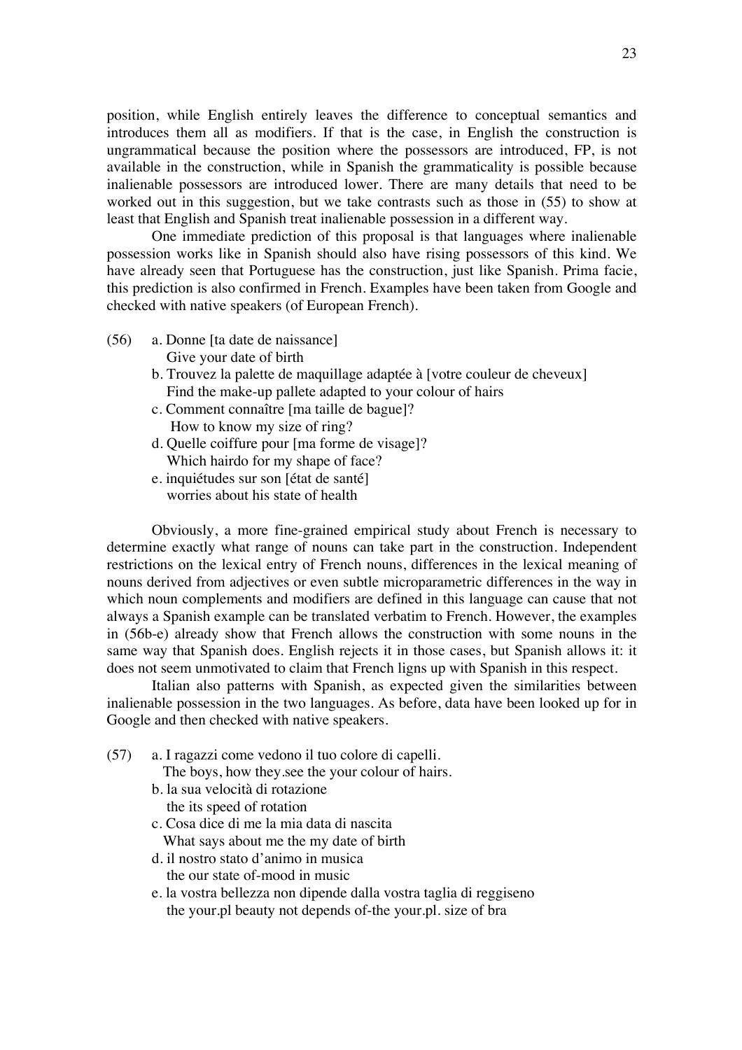position, while English entirely leaves the difference to conceptual semantics and introduces them all as modifiers. If that is the case, in English the construction is ungrammatical because the position where the possessors are introduced, FP, is not available in the construction, while in Spanish the grammaticality is possible because inalienable possessors are introduced lower. There are many details that need to be worked out in this suggestion, but we take contrasts such as those in (55) to show at least that English and Spanish treat inalienable possession in a different way.

One immediate prediction of this proposal is that languages where inalienable possession works like in Spanish should also have rising possessors of this kind. We have already seen that Portuguese has the construction, just like Spanish. Prima facie, this prediction is also confirmed in French. Examples have been taken from Google and checked with native speakers (of European French).

(56) a. Donne [ta date de naissance]
   Give your date of birth
  b. Trouvez la palette de maquillage adaptée à [votre couleur de cheveux]
   Find the make-up pallete adapted to your colour of hairs
  c. Comment connaître [ma taille de bague]?
   How to know my size of ring?
  d. Quelle coiffure pour [ma forme de visage]?
   Which hairdo for my shape of face?
  e. inquiétudes sur son [état de santé]
   worries about his state of health

Obviously, a more fine-grained empirical study about French is necessary to determine exactly what range of nouns can take part in the construction. Independent restrictions on the lexical entry of French nouns, differences in the lexical meaning of nouns derived from adjectives or even subtle microparametric differences in the way in which noun complements and modifiers are defined in this language can cause that not always a Spanish example can be translated verbatim to French. However, the examples in (56b-e) already show that French allows the construction with some nouns in the same way that Spanish does. English rejects it in those cases, but Spanish allows it: it does not seem unmotivated to claim that French ligns up with Spanish in this respect.

Italian also patterns with Spanish, as expected given the similarities between inalienable possession in the two languages. As before, data have been looked up for in Google and then checked with native speakers.

(57) a. I ragazzi come vedono il tuo colore di capelli.
   The boys, how they.see the your colour of hairs.
  b. la sua velocità di rotazione
   the its speed of rotation
  c. Cosa dice di me la mia data di nascita
   What says about me the my date of birth
  d. il nostro stato d'animo in musica
   the our state of-mood in music
  e. la vostra bellezza non dipende dalla vostra taglia di reggiseno
   the your.pl beauty not depends of-the your.pl. size of bra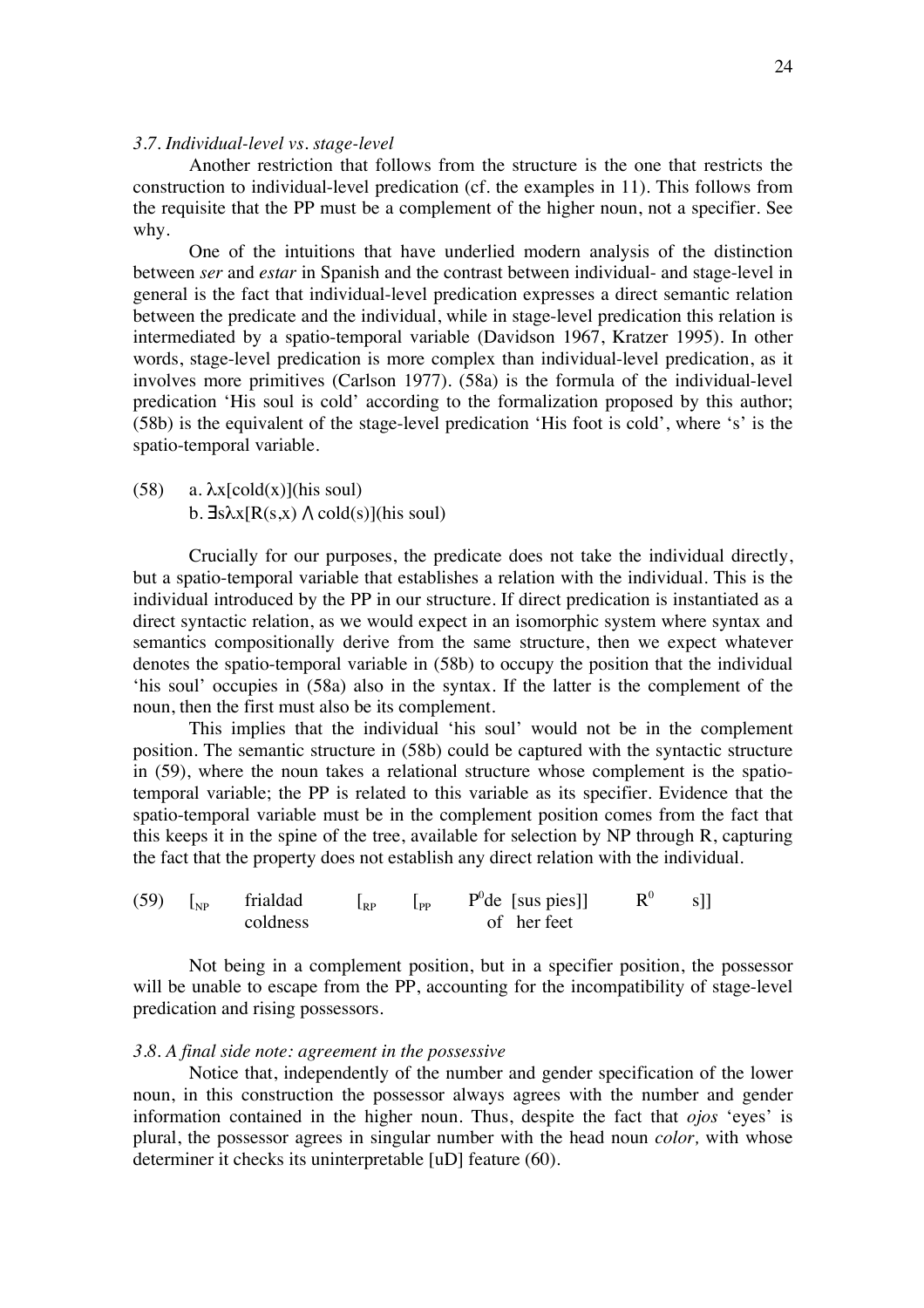### *3.7. Individual-level vs. stage-level*

Another restriction that follows from the structure is the one that restricts the construction to individual-level predication (cf. the examples in 11). This follows from the requisite that the PP must be a complement of the higher noun, not a specifier. See why.

One of the intuitions that have underlied modern analysis of the distinction between *ser* and *estar* in Spanish and the contrast between individual- and stage-level in general is the fact that individual-level predication expresses a direct semantic relation between the predicate and the individual, while in stage-level predication this relation is intermediated by a spatio-temporal variable (Davidson 1967, Kratzer 1995). In other words, stage-level predication is more complex than individual-level predication, as it involves more primitives (Carlson 1977). (58a) is the formula of the individual-level predication 'His soul is cold' according to the formalization proposed by this author; (58b) is the equivalent of the stage-level predication 'His foot is cold', where 's' is the spatio-temporal variable.

(58) a. $\lambda x[\text{cold}(x)]$(his soul)
b. $\exists s \lambda x[R(s,x) \wedge \text{cold}(s)]$(his soul)

Crucially for our purposes, the predicate does not take the individual directly, but a spatio-temporal variable that establishes a relation with the individual. This is the individual introduced by the PP in our structure. If direct predication is instantiated as a direct syntactic relation, as we would expect in an isomorphic system where syntax and semantics compositionally derive from the same structure, then we expect whatever denotes the spatio-temporal variable in (58b) to occupy the position that the individual 'his soul' occupies in (58a) also in the syntax. If the latter is the complement of the noun, then the first must also be its complement.

This implies that the individual 'his soul' would not be in the complement position. The semantic structure in (58b) could be captured with the syntactic structure in (59), where the noun takes a relational structure whose complement is the spatio-temporal variable; the PP is related to this variable as its specifier. Evidence that the spatio-temporal variable must be in the complement position comes from the fact that this keeps it in the spine of the tree, available for selection by NP through R, capturing the fact that the property does not establish any direct relation with the individual.

(59) $[_{NP}$ frialdad $[_{RP}$ $[_{PP}$ $P^0$de [sus pies]] $R^0$ s]]
coldness of her feet

Not being in a complement position, but in a specifier position, the possessor will be unable to escape from the PP, accounting for the incompatibility of stage-level predication and rising possessors.

### *3.8. A final side note: agreement in the possessive*

Notice that, independently of the number and gender specification of the lower noun, in this construction the possessor always agrees with the number and gender information contained in the higher noun. Thus, despite the fact that *ojos* 'eyes' is plural, the possessor agrees in singular number with the head noun *color,* with whose determiner it checks its uninterpretable [uD] feature (60).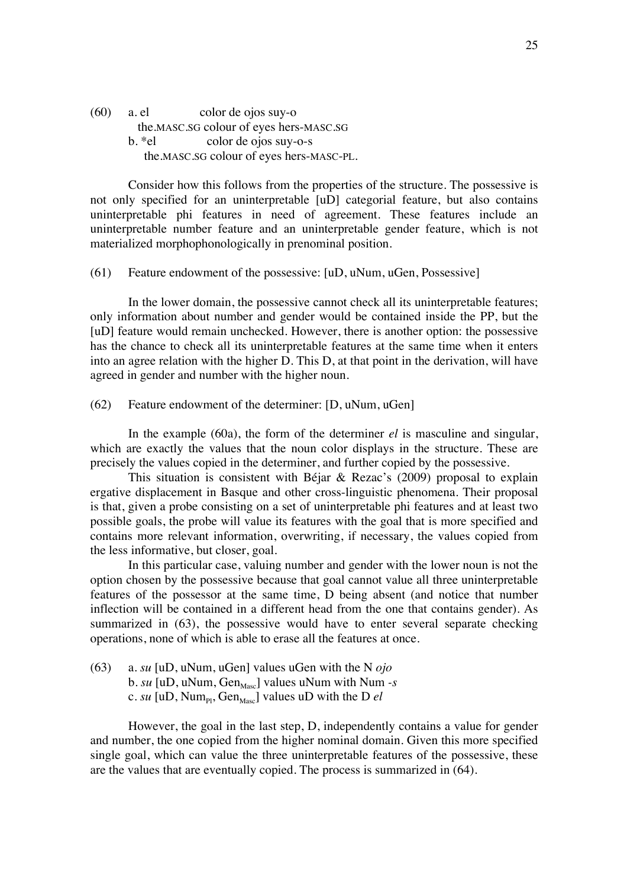(60) a. el color de ojos suy-o
the.MASC.SG colour of eyes hers-MASC.SG
b. *el color de ojos suy-o-s
the.MASC.SG colour of eyes hers-MASC-PL.

Consider how this follows from the properties of the structure. The possessive is not only specified for an uninterpretable [uD] categorial feature, but also contains uninterpretable phi features in need of agreement. These features include an uninterpretable number feature and an uninterpretable gender feature, which is not materialized morphophonologically in prenominal position.

(61) Feature endowment of the possessive: [uD, uNum, uGen, Possessive]

In the lower domain, the possessive cannot check all its uninterpretable features; only information about number and gender would be contained inside the PP, but the [uD] feature would remain unchecked. However, there is another option: the possessive has the chance to check all its uninterpretable features at the same time when it enters into an agree relation with the higher D. This D, at that point in the derivation, will have agreed in gender and number with the higher noun.

(62) Feature endowment of the determiner: [D, uNum, uGen]

In the example (60a), the form of the determiner *el* is masculine and singular, which are exactly the values that the noun color displays in the structure. These are precisely the values copied in the determiner, and further copied by the possessive.

This situation is consistent with Béjar & Rezac's (2009) proposal to explain ergative displacement in Basque and other cross-linguistic phenomena. Their proposal is that, given a probe consisting on a set of uninterpretable phi features and at least two possible goals, the probe will value its features with the goal that is more specified and contains more relevant information, overwriting, if necessary, the values copied from the less informative, but closer, goal.

In this particular case, valuing number and gender with the lower noun is not the option chosen by the possessive because that goal cannot value all three uninterpretable features of the possessor at the same time, D being absent (and notice that number inflection will be contained in a different head from the one that contains gender). As summarized in (63), the possessive would have to enter several separate checking operations, none of which is able to erase all the features at once.

(63) a. *su* [uD, uNum, uGen] values uGen with the N *ojo*
b. *su* [uD, uNum, $Gen_{Masc}$] values uNum with Num *-s*
c. *su* [uD, $Num_{Pl}$, $Gen_{Masc}$] values uD with the D *el*

However, the goal in the last step, D, independently contains a value for gender and number, the one copied from the higher nominal domain. Given this more specified single goal, which can value the three uninterpretable features of the possessive, these are the values that are eventually copied. The process is summarized in (64).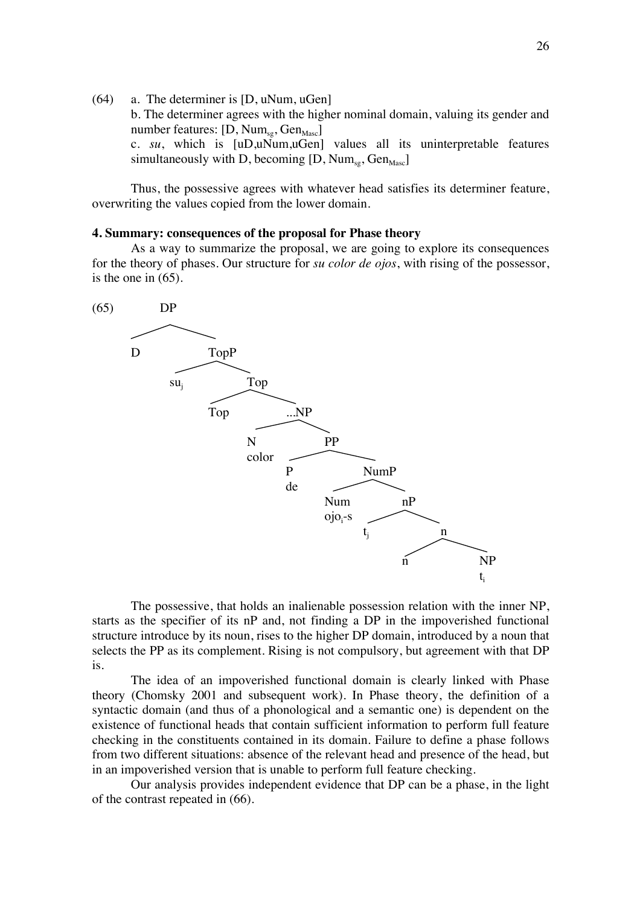(64) a. The determiner is [D, uNum, uGen]

b. The determiner agrees with the higher nominal domain, valuing its gender and number features: [D, $\text{Num}_{\text{sg}}$, $\text{Gen}_{\text{Masc}}$]

c. *su*, which is [uD,uNum,uGen] values all its uninterpretable features simultaneously with D, becoming [D, $\text{Num}_{\text{sg}}$, $\text{Gen}_{\text{Masc}}$]

Thus, the possessive agrees with whatever head satisfies its determiner feature, overwriting the values copied from the lower domain.

**4. Summary: consequences of the proposal for Phase theory**

As a way to summarize the proposal, we are going to explore its consequences for the theory of phases. Our structure for *su color de ojos*, with rising of the possessor, is the one in (65).

(65)

```
DP
├── D
└── TopP
    ├── su_j
    └── Top
        ├── Top
        └── ...NP
            ├── N
            │   color
            └── PP
                ├── P
                │   de
                └── NumP
                    ├── Num
                    │   ojo_i-s
                    └── nP
                        ├── t_j
                        └── n
                            ├── n
                            └── NP
                                t_i
```

The possessive, that holds an inalienable possession relation with the inner NP, starts as the specifier of its nP and, not finding a DP in the impoverished functional structure introduce by its noun, rises to the higher DP domain, introduced by a noun that selects the PP as its complement. Rising is not compulsory, but agreement with that DP is.

The idea of an impoverished functional domain is clearly linked with Phase theory (Chomsky 2001 and subsequent work). In Phase theory, the definition of a syntactic domain (and thus of a phonological and a semantic one) is dependent on the existence of functional heads that contain sufficient information to perform full feature checking in the constituents contained in its domain. Failure to define a phase follows from two different situations: absence of the relevant head and presence of the head, but in an impoverished version that is unable to perform full feature checking.

Our analysis provides independent evidence that DP can be a phase, in the light of the contrast repeated in (66).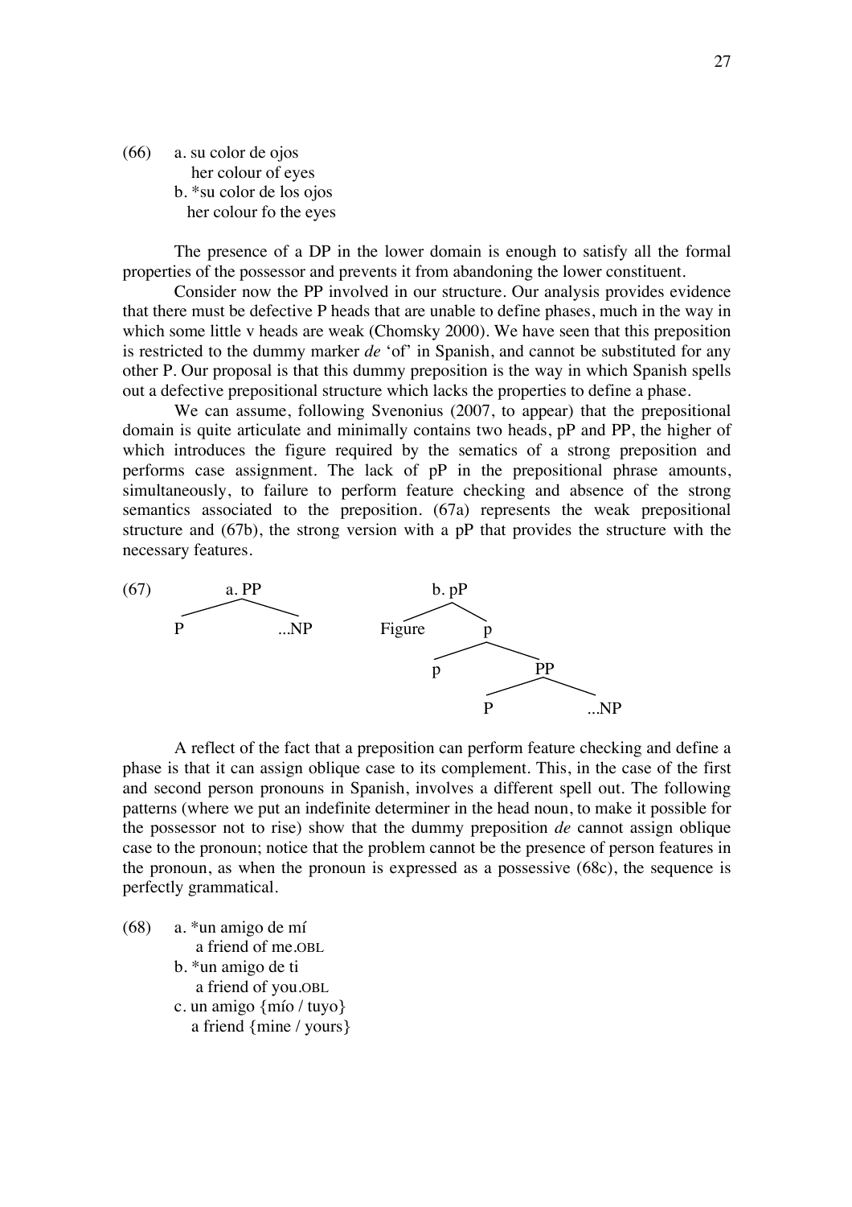(66) a. su color de ojos
   her colour of eyes
  b. *su color de los ojos
   her colour fo the eyes

The presence of a DP in the lower domain is enough to satisfy all the formal properties of the possessor and prevents it from abandoning the lower constituent.

Consider now the PP involved in our structure. Our analysis provides evidence that there must be defective P heads that are unable to define phases, much in the way in which some little v heads are weak (Chomsky 2000). We have seen that this preposition is restricted to the dummy marker *de* 'of' in Spanish, and cannot be substituted for any other P. Our proposal is that this dummy preposition is the way in which Spanish spells out a defective prepositional structure which lacks the properties to define a phase.

We can assume, following Svenonius (2007, to appear) that the prepositional domain is quite articulate and minimally contains two heads, pP and PP, the higher of which introduces the figure required by the sematics of a strong preposition and performs case assignment. The lack of pP in the prepositional phrase amounts, simultaneously, to failure to perform feature checking and absence of the strong semantics associated to the preposition. (67a) represents the weak prepositional structure and (67b), the strong version with a pP that provides the structure with the necessary features.

(67) a. [PP P ...NP]
  b. [pP Figure [p p [PP P ...NP]]]

A reflect of the fact that a preposition can perform feature checking and define a phase is that it can assign oblique case to its complement. This, in the case of the first and second person pronouns in Spanish, involves a different spell out. The following patterns (where we put an indefinite determiner in the head noun, to make it possible for the possessor not to rise) show that the dummy preposition *de* cannot assign oblique case to the pronoun; notice that the problem cannot be the presence of person features in the pronoun, as when the pronoun is expressed as a possessive (68c), the sequence is perfectly grammatical.

(68) a. *un amigo de mí
   a friend of me.OBL
  b. *un amigo de ti
   a friend of you.OBL
  c. un amigo {mío / tuyo}
   a friend {mine / yours}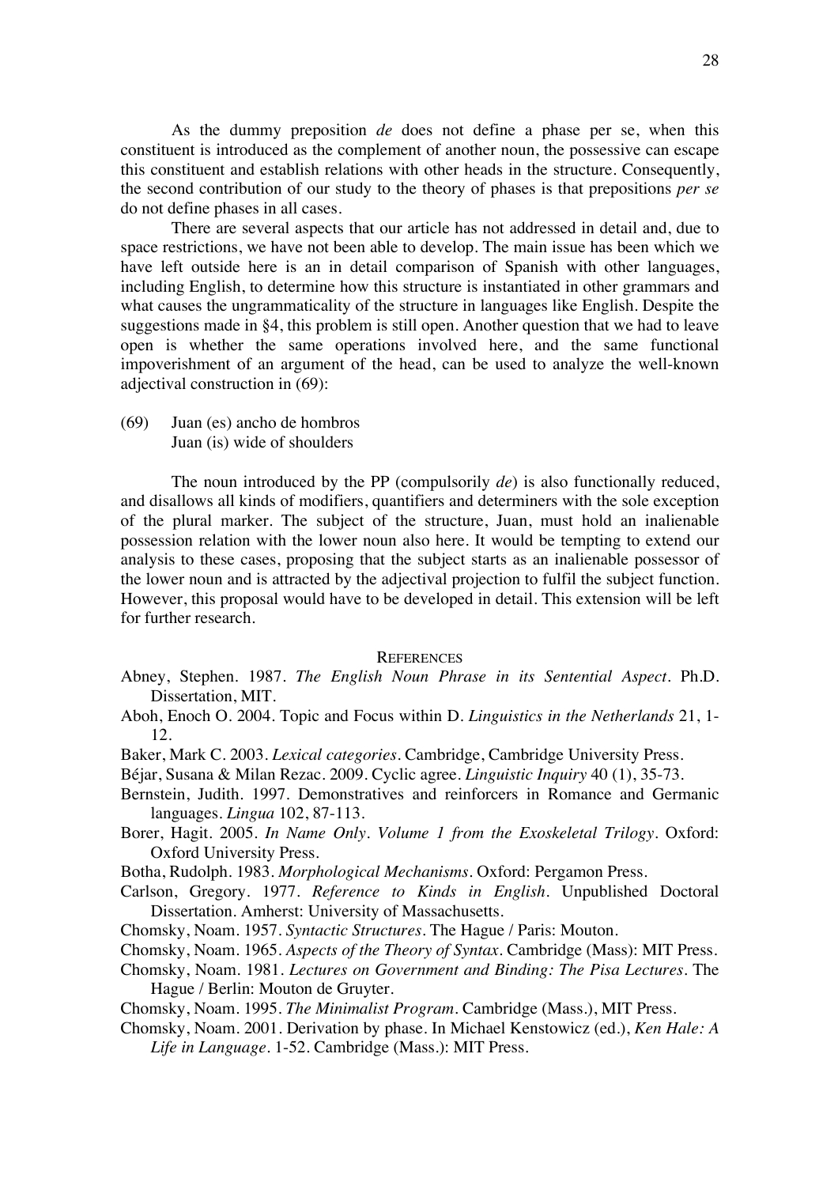As the dummy preposition *de* does not define a phase per se, when this constituent is introduced as the complement of another noun, the possessive can escape this constituent and establish relations with other heads in the structure. Consequently, the second contribution of our study to the theory of phases is that prepositions *per se* do not define phases in all cases.

There are several aspects that our article has not addressed in detail and, due to space restrictions, we have not been able to develop. The main issue has been which we have left outside here is an in detail comparison of Spanish with other languages, including English, to determine how this structure is instantiated in other grammars and what causes the ungrammaticality of the structure in languages like English. Despite the suggestions made in §4, this problem is still open. Another question that we had to leave open is whether the same operations involved here, and the same functional impoverishment of an argument of the head, can be used to analyze the well-known adjectival construction in (69):

(69) Juan (es) ancho de hombros
Juan (is) wide of shoulders

The noun introduced by the PP (compulsorily *de*) is also functionally reduced, and disallows all kinds of modifiers, quantifiers and determiners with the sole exception of the plural marker. The subject of the structure, Juan, must hold an inalienable possession relation with the lower noun also here. It would be tempting to extend our analysis to these cases, proposing that the subject starts as an inalienable possessor of the lower noun and is attracted by the adjectival projection to fulfil the subject function. However, this proposal would have to be developed in detail. This extension will be left for further research.

## References

Abney, Stephen. 1987. *The English Noun Phrase in its Sentential Aspect*. Ph.D. Dissertation, MIT.

Aboh, Enoch O. 2004. Topic and Focus within D. *Linguistics in the Netherlands* 21, 1-12.

Baker, Mark C. 2003. *Lexical categories*. Cambridge, Cambridge University Press.

Béjar, Susana & Milan Rezac. 2009. Cyclic agree. *Linguistic Inquiry* 40 (1), 35-73.

Bernstein, Judith. 1997. Demonstratives and reinforcers in Romance and Germanic languages. *Lingua* 102, 87-113.

Borer, Hagit. 2005. *In Name Only. Volume 1 from the Exoskeletal Trilogy*. Oxford: Oxford University Press.

Botha, Rudolph. 1983. *Morphological Mechanisms*. Oxford: Pergamon Press.

Carlson, Gregory. 1977. *Reference to Kinds in English*. Unpublished Doctoral Dissertation. Amherst: University of Massachusetts.

Chomsky, Noam. 1957. *Syntactic Structures*. The Hague / Paris: Mouton.

Chomsky, Noam. 1965. *Aspects of the Theory of Syntax*. Cambridge (Mass): MIT Press.

Chomsky, Noam. 1981. *Lectures on Government and Binding: The Pisa Lectures*. The Hague / Berlin: Mouton de Gruyter.

Chomsky, Noam. 1995. *The Minimalist Program*. Cambridge (Mass.), MIT Press.

Chomsky, Noam. 2001. Derivation by phase. In Michael Kenstowicz (ed.), *Ken Hale: A Life in Language*. 1-52. Cambridge (Mass.): MIT Press.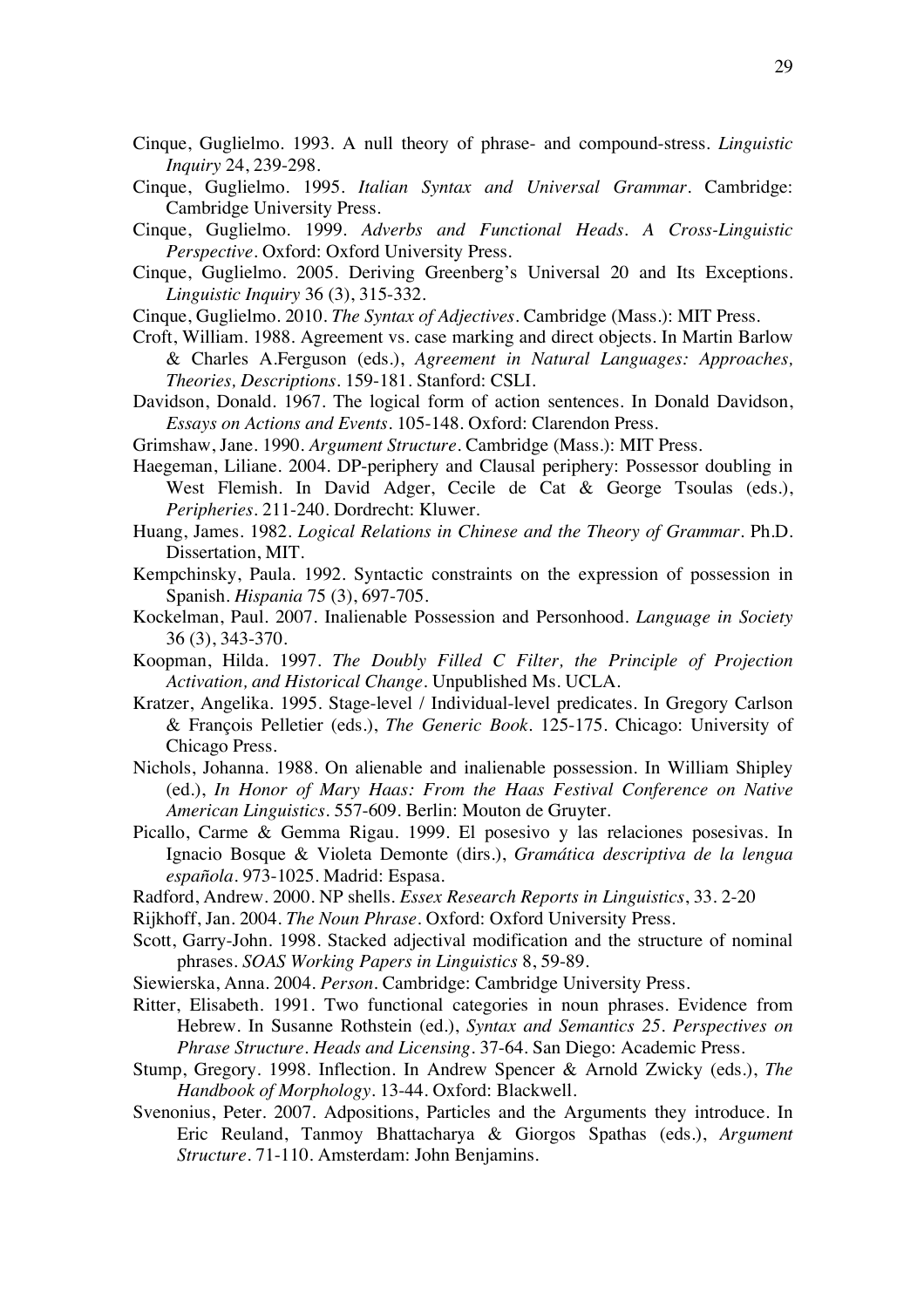Cinque, Guglielmo. 1993. A null theory of phrase- and compound-stress. *Linguistic Inquiry* 24, 239-298.

Cinque, Guglielmo. 1995. *Italian Syntax and Universal Grammar*. Cambridge: Cambridge University Press.

Cinque, Guglielmo. 1999. *Adverbs and Functional Heads. A Cross-Linguistic Perspective*. Oxford: Oxford University Press.

Cinque, Guglielmo. 2005. Deriving Greenberg's Universal 20 and Its Exceptions. *Linguistic Inquiry* 36 (3), 315-332.

Cinque, Guglielmo. 2010. *The Syntax of Adjectives*. Cambridge (Mass.): MIT Press.

Croft, William. 1988. Agreement vs. case marking and direct objects. In Martin Barlow & Charles A.Ferguson (eds.), *Agreement in Natural Languages: Approaches, Theories, Descriptions*. 159-181. Stanford: CSLI.

Davidson, Donald. 1967. The logical form of action sentences. In Donald Davidson, *Essays on Actions and Events*. 105-148. Oxford: Clarendon Press.

Grimshaw, Jane. 1990. *Argument Structure*. Cambridge (Mass.): MIT Press.

Haegeman, Liliane. 2004. DP-periphery and Clausal periphery: Possessor doubling in West Flemish. In David Adger, Cecile de Cat & George Tsoulas (eds.), *Peripheries*. 211-240. Dordrecht: Kluwer.

Huang, James. 1982. *Logical Relations in Chinese and the Theory of Grammar*. Ph.D. Dissertation, MIT.

Kempchinsky, Paula. 1992. Syntactic constraints on the expression of possession in Spanish. *Hispania* 75 (3), 697-705.

Kockelman, Paul. 2007. Inalienable Possession and Personhood. *Language in Society* 36 (3), 343-370.

Koopman, Hilda. 1997. *The Doubly Filled C Filter, the Principle of Projection Activation, and Historical Change*. Unpublished Ms. UCLA.

Kratzer, Angelika. 1995. Stage-level / Individual-level predicates. In Gregory Carlson & François Pelletier (eds.), *The Generic Book*. 125-175. Chicago: University of Chicago Press.

Nichols, Johanna. 1988. On alienable and inalienable possession. In William Shipley (ed.), *In Honor of Mary Haas: From the Haas Festival Conference on Native American Linguistics*. 557-609. Berlin: Mouton de Gruyter.

Picallo, Carme & Gemma Rigau. 1999. El posesivo y las relaciones posesivas. In Ignacio Bosque & Violeta Demonte (dirs.), *Gramática descriptiva de la lengua española*. 973-1025. Madrid: Espasa.

Radford, Andrew. 2000. NP shells. *Essex Research Reports in Linguistics*, 33. 2-20

Rijkhoff, Jan. 2004. *The Noun Phrase*. Oxford: Oxford University Press.

Scott, Garry-John. 1998. Stacked adjectival modification and the structure of nominal phrases. *SOAS Working Papers in Linguistics* 8, 59-89.

Siewierska, Anna. 2004. *Person*. Cambridge: Cambridge University Press.

Ritter, Elisabeth. 1991. Two functional categories in noun phrases. Evidence from Hebrew. In Susanne Rothstein (ed.), *Syntax and Semantics 25. Perspectives on Phrase Structure. Heads and Licensing*. 37-64. San Diego: Academic Press.

Stump, Gregory. 1998. Inflection. In Andrew Spencer & Arnold Zwicky (eds.), *The Handbook of Morphology*. 13-44. Oxford: Blackwell.

Svenonius, Peter. 2007. Adpositions, Particles and the Arguments they introduce. In Eric Reuland, Tanmoy Bhattacharya & Giorgos Spathas (eds.), *Argument Structure*. 71-110. Amsterdam: John Benjamins.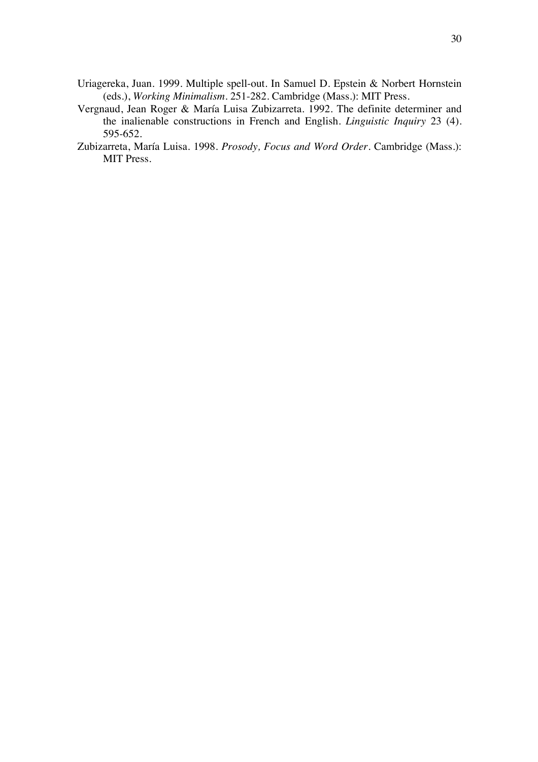Uriagereka, Juan. 1999. Multiple spell-out. In Samuel D. Epstein & Norbert Hornstein (eds.), *Working Minimalism*. 251-282. Cambridge (Mass.): MIT Press.

Vergnaud, Jean Roger & María Luisa Zubizarreta. 1992. The definite determiner and the inalienable constructions in French and English. *Linguistic Inquiry* 23 (4). 595-652.

Zubizarreta, María Luisa. 1998. *Prosody, Focus and Word Order*. Cambridge (Mass.): MIT Press.